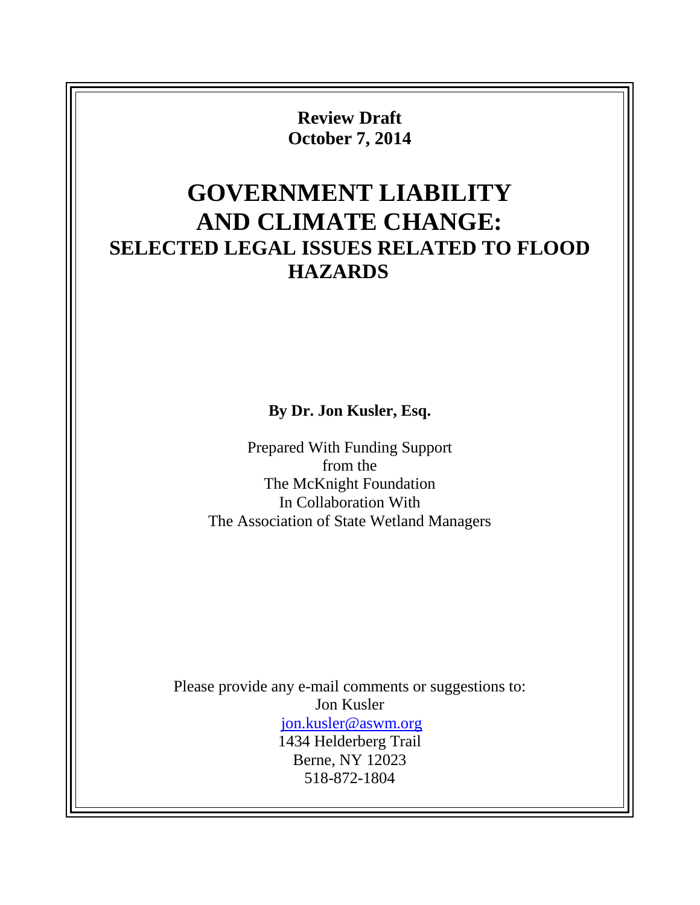**Review Draft**
**October 7, 2014**

# GOVERNMENT LIABILITY AND CLIMATE CHANGE:
## SELECTED LEGAL ISSUES RELATED TO FLOOD HAZARDS

**By Dr. Jon Kusler, Esq.**

Prepared With Funding Support
from the
The McKnight Foundation
In Collaboration With
The Association of State Wetland Managers

Please provide any e-mail comments or suggestions to:
Jon Kusler
jon.kusler@aswm.org
1434 Helderberg Trail
Berne, NY 12023
518-872-1804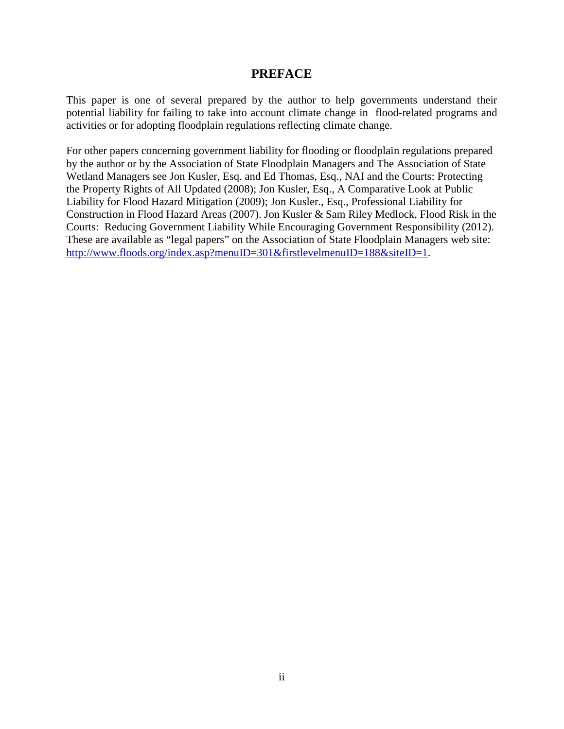# PREFACE

This paper is one of several prepared by the author to help governments understand their potential liability for failing to take into account climate change in flood-related programs and activities or for adopting floodplain regulations reflecting climate change.

For other papers concerning government liability for flooding or floodplain regulations prepared by the author or by the Association of State Floodplain Managers and The Association of State Wetland Managers see Jon Kusler, Esq. and Ed Thomas, Esq., NAI and the Courts: Protecting the Property Rights of All Updated (2008); Jon Kusler, Esq., A Comparative Look at Public Liability for Flood Hazard Mitigation (2009); Jon Kusler., Esq., Professional Liability for Construction in Flood Hazard Areas (2007). Jon Kusler & Sam Riley Medlock, Flood Risk in the Courts: Reducing Government Liability While Encouraging Government Responsibility (2012). These are available as "legal papers" on the Association of State Floodplain Managers web site: [http://www.floods.org/index.asp?menuID=301&firstlevelmenuID=188&siteID=1](http://www.floods.org/index.asp?menuID=301&firstlevelmenuID=188&siteID=1).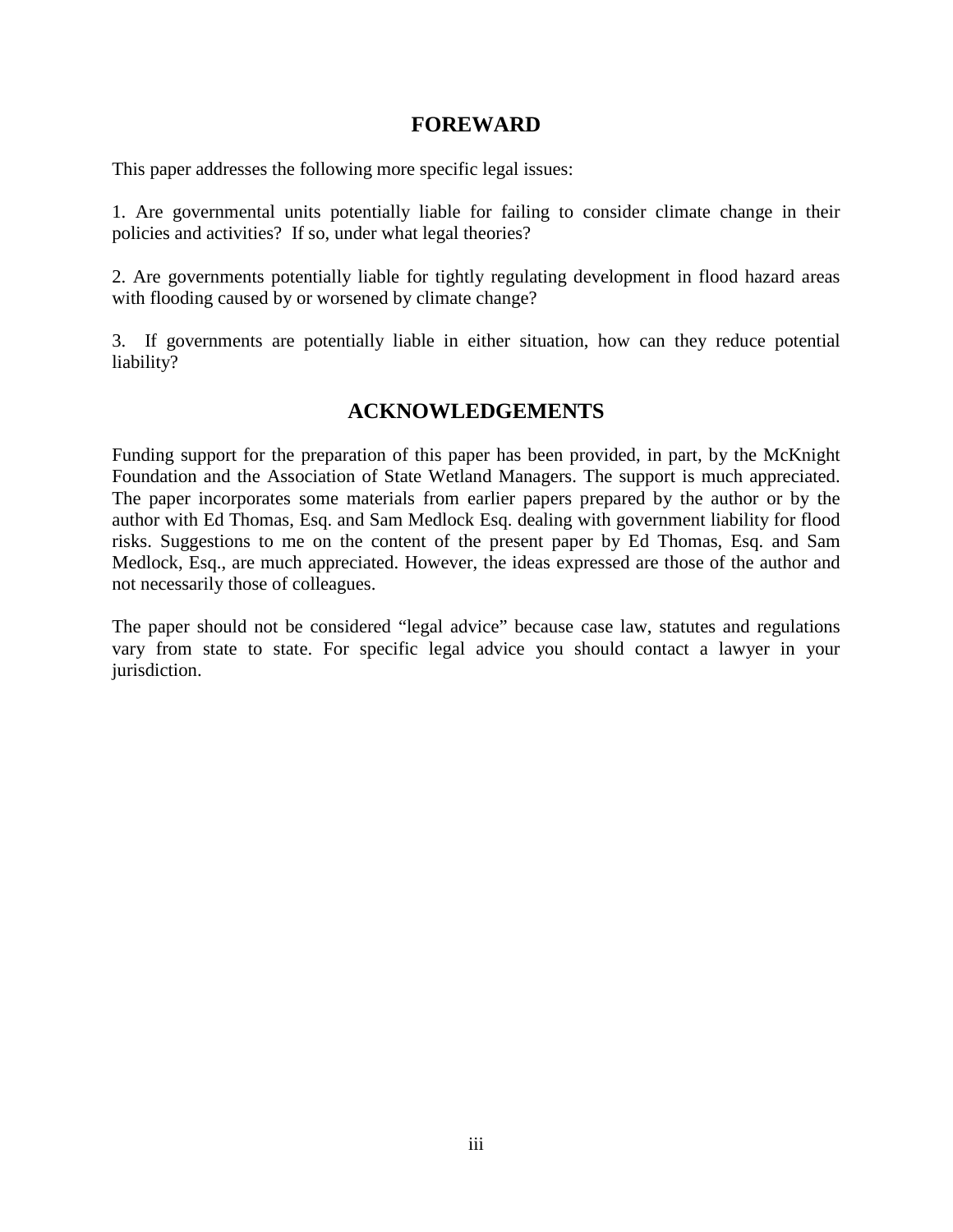## FOREWARD

This paper addresses the following more specific legal issues:

1. Are governmental units potentially liable for failing to consider climate change in their policies and activities? If so, under what legal theories?

2. Are governments potentially liable for tightly regulating development in flood hazard areas with flooding caused by or worsened by climate change?

3. If governments are potentially liable in either situation, how can they reduce potential liability?

## ACKNOWLEDGEMENTS

Funding support for the preparation of this paper has been provided, in part, by the McKnight Foundation and the Association of State Wetland Managers. The support is much appreciated. The paper incorporates some materials from earlier papers prepared by the author or by the author with Ed Thomas, Esq. and Sam Medlock Esq. dealing with government liability for flood risks. Suggestions to me on the content of the present paper by Ed Thomas, Esq. and Sam Medlock, Esq., are much appreciated. However, the ideas expressed are those of the author and not necessarily those of colleagues.

The paper should not be considered "legal advice" because case law, statutes and regulations vary from state to state. For specific legal advice you should contact a lawyer in your jurisdiction.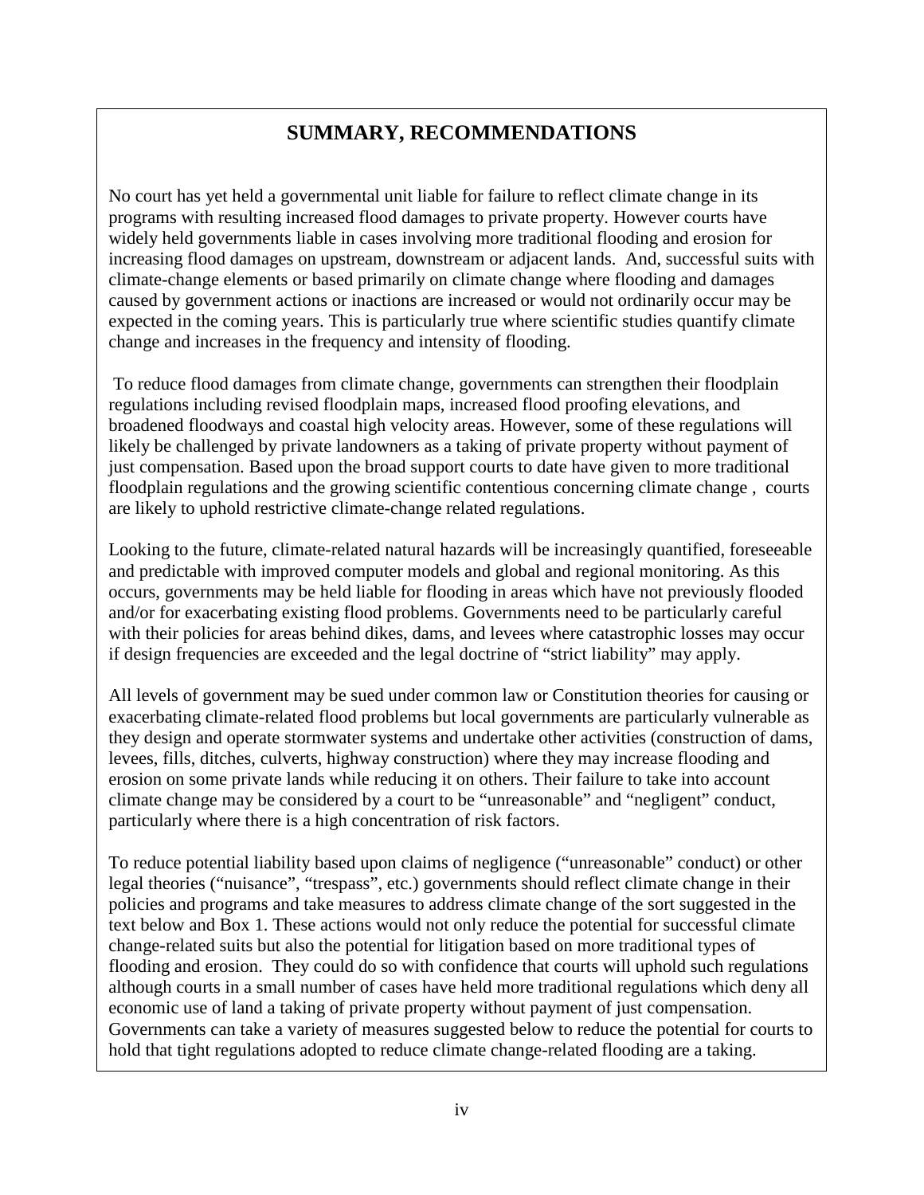## SUMMARY, RECOMMENDATIONS

No court has yet held a governmental unit liable for failure to reflect climate change in its programs with resulting increased flood damages to private property. However courts have widely held governments liable in cases involving more traditional flooding and erosion for increasing flood damages on upstream, downstream or adjacent lands. And, successful suits with climate-change elements or based primarily on climate change where flooding and damages caused by government actions or inactions are increased or would not ordinarily occur may be expected in the coming years. This is particularly true where scientific studies quantify climate change and increases in the frequency and intensity of flooding.

To reduce flood damages from climate change, governments can strengthen their floodplain regulations including revised floodplain maps, increased flood proofing elevations, and broadened floodways and coastal high velocity areas. However, some of these regulations will likely be challenged by private landowners as a taking of private property without payment of just compensation. Based upon the broad support courts to date have given to more traditional floodplain regulations and the growing scientific contentious concerning climate change , courts are likely to uphold restrictive climate-change related regulations.

Looking to the future, climate-related natural hazards will be increasingly quantified, foreseeable and predictable with improved computer models and global and regional monitoring. As this occurs, governments may be held liable for flooding in areas which have not previously flooded and/or for exacerbating existing flood problems. Governments need to be particularly careful with their policies for areas behind dikes, dams, and levees where catastrophic losses may occur if design frequencies are exceeded and the legal doctrine of "strict liability" may apply.

All levels of government may be sued under common law or Constitution theories for causing or exacerbating climate-related flood problems but local governments are particularly vulnerable as they design and operate stormwater systems and undertake other activities (construction of dams, levees, fills, ditches, culverts, highway construction) where they may increase flooding and erosion on some private lands while reducing it on others. Their failure to take into account climate change may be considered by a court to be "unreasonable" and "negligent" conduct, particularly where there is a high concentration of risk factors.

To reduce potential liability based upon claims of negligence ("unreasonable" conduct) or other legal theories ("nuisance", "trespass", etc.) governments should reflect climate change in their policies and programs and take measures to address climate change of the sort suggested in the text below and Box 1. These actions would not only reduce the potential for successful climate change-related suits but also the potential for litigation based on more traditional types of flooding and erosion. They could do so with confidence that courts will uphold such regulations although courts in a small number of cases have held more traditional regulations which deny all economic use of land a taking of private property without payment of just compensation. Governments can take a variety of measures suggested below to reduce the potential for courts to hold that tight regulations adopted to reduce climate change-related flooding are a taking.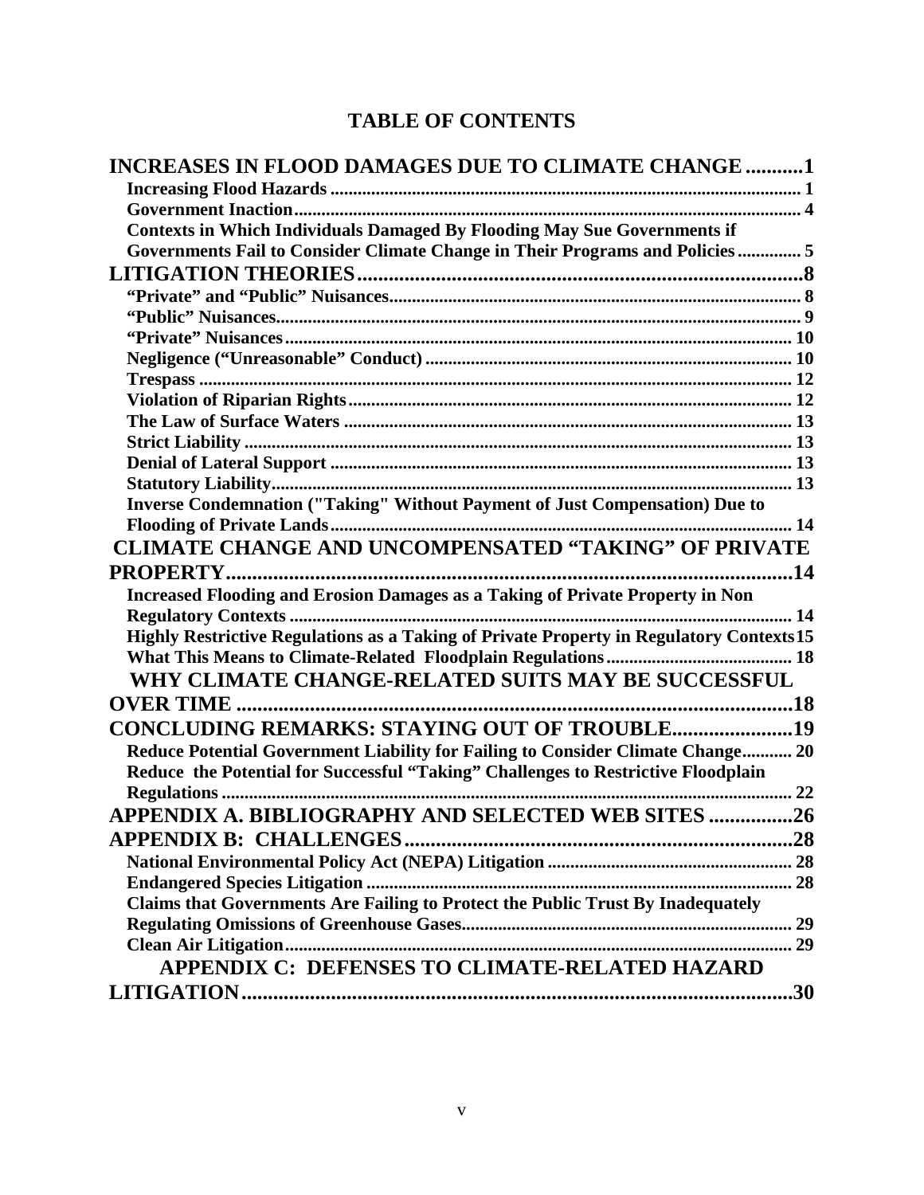## TABLE OF CONTENTS

**INCREASES IN FLOOD DAMAGES DUE TO CLIMATE CHANGE ..........1**
- Increasing Flood Hazards .......... 1
- Government Inaction .......... 4
- Contexts in Which Individuals Damaged By Flooding May Sue Governments if Governments Fail to Consider Climate Change in Their Programs and Policies .......... 5

**LITIGATION THEORIES ..........8**
- "Private" and "Public" Nuisances .......... 8
- "Public" Nuisances .......... 9
- "Private" Nuisances .......... 10
- Negligence ("Unreasonable" Conduct) .......... 10
- Trespass .......... 12
- Violation of Riparian Rights .......... 12
- The Law of Surface Waters .......... 13
- Strict Liability .......... 13
- Denial of Lateral Support .......... 13
- Statutory Liability .......... 13
- Inverse Condemnation ("Taking" Without Payment of Just Compensation) Due to Flooding of Private Lands .......... 14

**CLIMATE CHANGE AND UNCOMPENSATED "TAKING" OF PRIVATE PROPERTY ..........14**
- Increased Flooding and Erosion Damages as a Taking of Private Property in Non Regulatory Contexts .......... 14
- Highly Restrictive Regulations as a Taking of Private Property in Regulatory Contexts .......... 15
- What This Means to Climate-Related Floodplain Regulations .......... 18

**WHY CLIMATE CHANGE-RELATED SUITS MAY BE SUCCESSFUL OVER TIME ..........18**

**CONCLUDING REMARKS: STAYING OUT OF TROUBLE..........19**
- Reduce Potential Government Liability for Failing to Consider Climate Change .......... 20
- Reduce the Potential for Successful "Taking" Challenges to Restrictive Floodplain Regulations .......... 22

**APPENDIX A. BIBLIOGRAPHY AND SELECTED WEB SITES ..........26**

**APPENDIX B: CHALLENGES ..........28**
- National Environmental Policy Act (NEPA) Litigation .......... 28
- Endangered Species Litigation .......... 28
- Claims that Governments Are Failing to Protect the Public Trust By Inadequately Regulating Omissions of Greenhouse Gases .......... 29
- Clean Air Litigation .......... 29

**APPENDIX C: DEFENSES TO CLIMATE-RELATED HAZARD LITIGATION ..........30**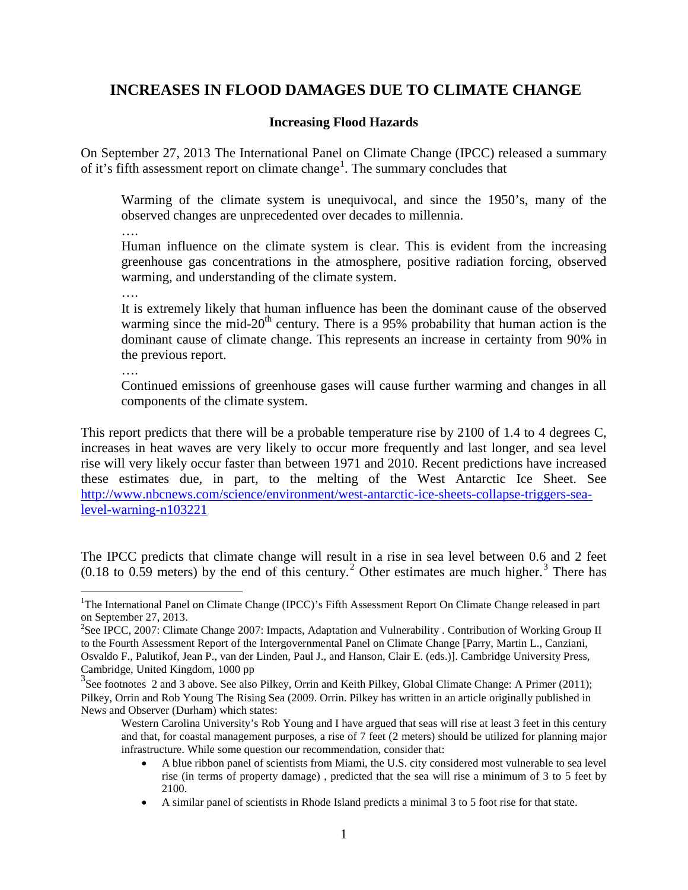# INCREASES IN FLOOD DAMAGES DUE TO CLIMATE CHANGE

## Increasing Flood Hazards

On September 27, 2013 The International Panel on Climate Change (IPCC) released a summary of it's fifth assessment report on climate change[1]. The summary concludes that

> Warming of the climate system is unequivocal, and since the 1950's, many of the observed changes are unprecedented over decades to millennia.
>
> ….
>
> Human influence on the climate system is clear. This is evident from the increasing greenhouse gas concentrations in the atmosphere, positive radiation forcing, observed warming, and understanding of the climate system.
>
> ….
>
> It is extremely likely that human influence has been the dominant cause of the observed warming since the mid-20th century. There is a 95% probability that human action is the dominant cause of climate change. This represents an increase in certainty from 90% in the previous report.
>
> ….
>
> Continued emissions of greenhouse gases will cause further warming and changes in all components of the climate system.

This report predicts that there will be a probable temperature rise by 2100 of 1.4 to 4 degrees C, increases in heat waves are very likely to occur more frequently and last longer, and sea level rise will very likely occur faster than between 1971 and 2010. Recent predictions have increased these estimates due, in part, to the melting of the West Antarctic Ice Sheet. See http://www.nbcnews.com/science/environment/west-antarctic-ice-sheets-collapse-triggers-sea-level-warning-n103221

The IPCC predicts that climate change will result in a rise in sea level between 0.6 and 2 feet (0.18 to 0.59 meters) by the end of this century.[2] Other estimates are much higher.[3] There has

---

[1] The International Panel on Climate Change (IPCC)'s Fifth Assessment Report On Climate Change released in part on September 27, 2013.

[2] See IPCC, 2007: Climate Change 2007: Impacts, Adaptation and Vulnerability . Contribution of Working Group II to the Fourth Assessment Report of the Intergovernmental Panel on Climate Change [Parry, Martin L., Canziani, Osvaldo F., Palutikof, Jean P., van der Linden, Paul J., and Hanson, Clair E. (eds.)]. Cambridge University Press, Cambridge, United Kingdom, 1000 pp

[3] See footnotes 2 and 3 above. See also Pilkey, Orrin and Keith Pilkey, Global Climate Change: A Primer (2011); Pilkey, Orrin and Rob Young The Rising Sea (2009. Orrin. Pilkey has written in an article originally published in News and Observer (Durham) which states:

> Western Carolina University's Rob Young and I have argued that seas will rise at least 3 feet in this century and that, for coastal management purposes, a rise of 7 feet (2 meters) should be utilized for planning major infrastructure. While some question our recommendation, consider that:
>
> - A blue ribbon panel of scientists from Miami, the U.S. city considered most vulnerable to sea level rise (in terms of property damage) , predicted that the sea will rise a minimum of 3 to 5 feet by 2100.
> - A similar panel of scientists in Rhode Island predicts a minimal 3 to 5 foot rise for that state.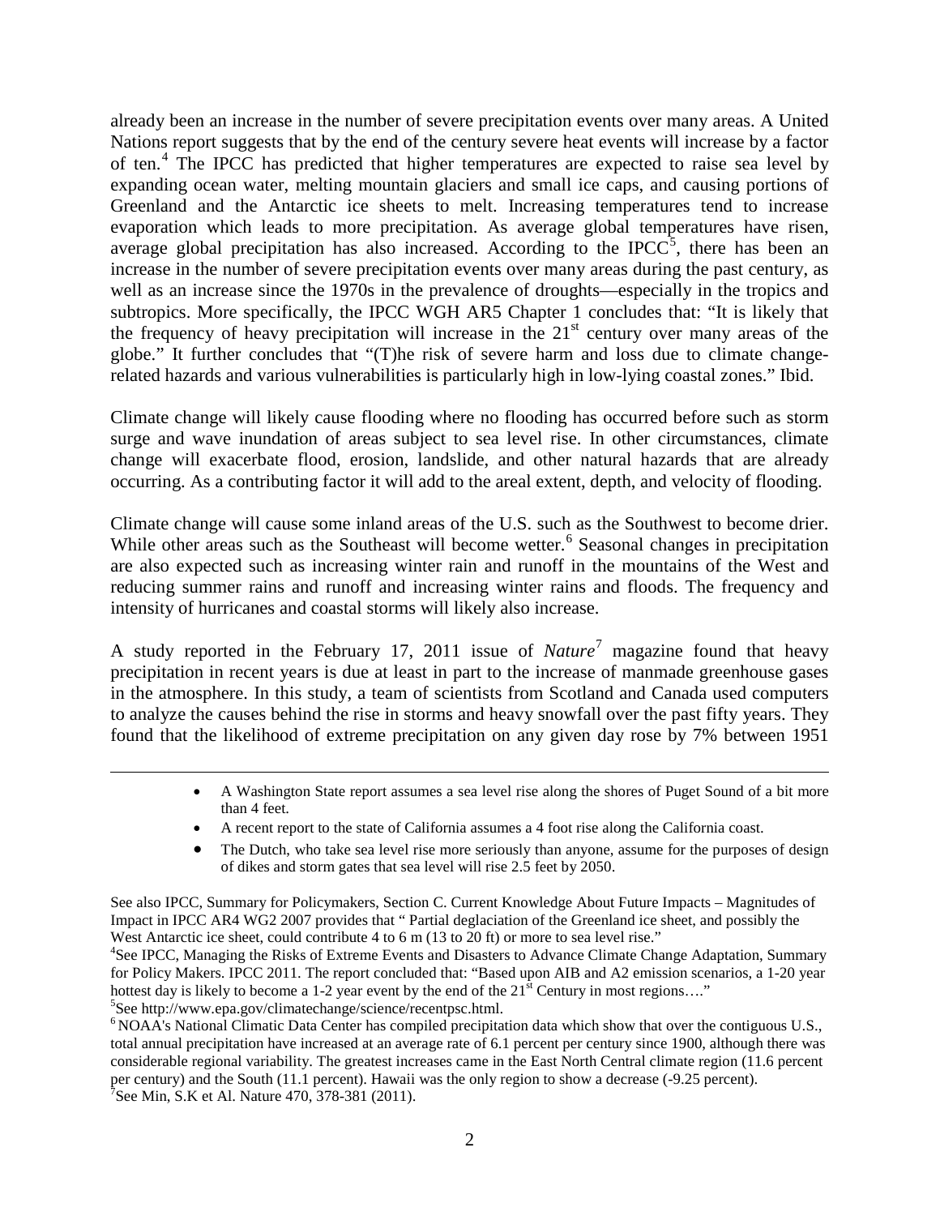already been an increase in the number of severe precipitation events over many areas. A United Nations report suggests that by the end of the century severe heat events will increase by a factor of ten.[4] The IPCC has predicted that higher temperatures are expected to raise sea level by expanding ocean water, melting mountain glaciers and small ice caps, and causing portions of Greenland and the Antarctic ice sheets to melt. Increasing temperatures tend to increase evaporation which leads to more precipitation. As average global temperatures have risen, average global precipitation has also increased. According to the IPCC[5], there has been an increase in the number of severe precipitation events over many areas during the past century, as well as an increase since the 1970s in the prevalence of droughts—especially in the tropics and subtropics. More specifically, the IPCC WGH AR5 Chapter 1 concludes that: "It is likely that the frequency of heavy precipitation will increase in the 21st century over many areas of the globe." It further concludes that "(T)he risk of severe harm and loss due to climate change-related hazards and various vulnerabilities is particularly high in low-lying coastal zones." Ibid.

Climate change will likely cause flooding where no flooding has occurred before such as storm surge and wave inundation of areas subject to sea level rise. In other circumstances, climate change will exacerbate flood, erosion, landslide, and other natural hazards that are already occurring. As a contributing factor it will add to the areal extent, depth, and velocity of flooding.

Climate change will cause some inland areas of the U.S. such as the Southwest to become drier. While other areas such as the Southeast will become wetter.[6] Seasonal changes in precipitation are also expected such as increasing winter rain and runoff in the mountains of the West and reducing summer rains and runoff and increasing winter rains and floods. The frequency and intensity of hurricanes and coastal storms will likely also increase.

A study reported in the February 17, 2011 issue of *Nature*[7] magazine found that heavy precipitation in recent years is due at least in part to the increase of manmade greenhouse gases in the atmosphere. In this study, a team of scientists from Scotland and Canada used computers to analyze the causes behind the rise in storms and heavy snowfall over the past fifty years. They found that the likelihood of extreme precipitation on any given day rose by 7% between 1951

---

- A Washington State report assumes a sea level rise along the shores of Puget Sound of a bit more than 4 feet.
- A recent report to the state of California assumes a 4 foot rise along the California coast.
- The Dutch, who take sea level rise more seriously than anyone, assume for the purposes of design of dikes and storm gates that sea level will rise 2.5 feet by 2050.

See also IPCC, Summary for Policymakers, Section C. Current Knowledge About Future Impacts – Magnitudes of Impact in IPCC AR4 WG2 2007 provides that " Partial deglaciation of the Greenland ice sheet, and possibly the West Antarctic ice sheet, could contribute 4 to 6 m (13 to 20 ft) or more to sea level rise."

[4]See IPCC, Managing the Risks of Extreme Events and Disasters to Advance Climate Change Adaptation, Summary for Policy Makers. IPCC 2011. The report concluded that: "Based upon AIB and A2 emission scenarios, a 1-20 year hottest day is likely to become a 1-2 year event by the end of the 21st Century in most regions…."

[5]See http://www.epa.gov/climatechange/science/recentpsc.html.

[6] NOAA's National Climatic Data Center has compiled precipitation data which show that over the contiguous U.S., total annual precipitation have increased at an average rate of 6.1 percent per century since 1900, although there was considerable regional variability. The greatest increases came in the East North Central climate region (11.6 percent per century) and the South (11.1 percent). Hawaii was the only region to show a decrease (-9.25 percent).

[7]See Min, S.K et Al. Nature 470, 378-381 (2011).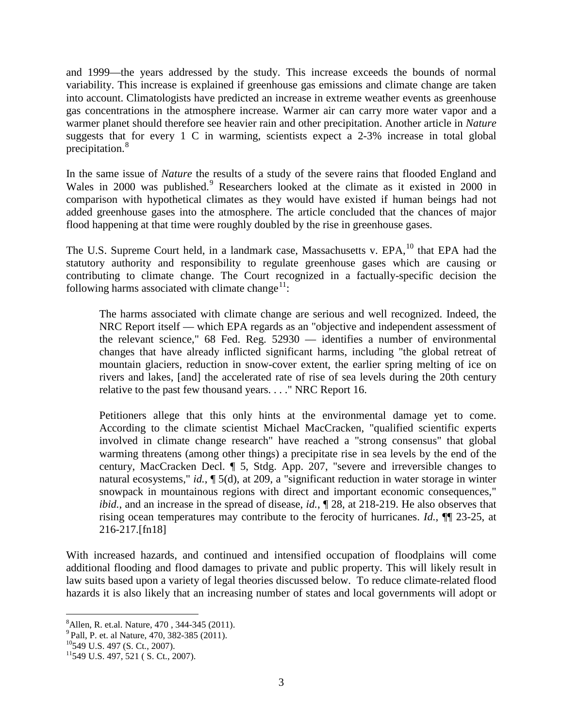and 1999—the years addressed by the study. This increase exceeds the bounds of normal variability. This increase is explained if greenhouse gas emissions and climate change are taken into account. Climatologists have predicted an increase in extreme weather events as greenhouse gas concentrations in the atmosphere increase. Warmer air can carry more water vapor and a warmer planet should therefore see heavier rain and other precipitation. Another article in *Nature* suggests that for every 1 C in warming, scientists expect a 2-3% increase in total global precipitation.[8]

In the same issue of *Nature* the results of a study of the severe rains that flooded England and Wales in 2000 was published.[9] Researchers looked at the climate as it existed in 2000 in comparison with hypothetical climates as they would have existed if human beings had not added greenhouse gases into the atmosphere. The article concluded that the chances of major flood happening at that time were roughly doubled by the rise in greenhouse gases.

The U.S. Supreme Court held, in a landmark case, Massachusetts v. EPA,[10] that EPA had the statutory authority and responsibility to regulate greenhouse gases which are causing or contributing to climate change. The Court recognized in a factually-specific decision the following harms associated with climate change[11]:

> The harms associated with climate change are serious and well recognized. Indeed, the NRC Report itself — which EPA regards as an "objective and independent assessment of the relevant science," 68 Fed. Reg. 52930 — identifies a number of environmental changes that have already inflicted significant harms, including "the global retreat of mountain glaciers, reduction in snow-cover extent, the earlier spring melting of ice on rivers and lakes, [and] the accelerated rate of rise of sea levels during the 20th century relative to the past few thousand years. . . ." NRC Report 16.
>
> Petitioners allege that this only hints at the environmental damage yet to come. According to the climate scientist Michael MacCracken, "qualified scientific experts involved in climate change research" have reached a "strong consensus" that global warming threatens (among other things) a precipitate rise in sea levels by the end of the century, MacCracken Decl. ¶ 5, Stdg. App. 207, "severe and irreversible changes to natural ecosystems," *id.*, ¶ 5(d), at 209, a "significant reduction in water storage in winter snowpack in mountainous regions with direct and important economic consequences," *ibid.*, and an increase in the spread of disease, *id.*, ¶ 28, at 218-219. He also observes that rising ocean temperatures may contribute to the ferocity of hurricanes. *Id.*, ¶¶ 23-25, at 216-217.[fn18]

With increased hazards, and continued and intensified occupation of floodplains will come additional flooding and flood damages to private and public property. This will likely result in law suits based upon a variety of legal theories discussed below. To reduce climate-related flood hazards it is also likely that an increasing number of states and local governments will adopt or

---

[8] Allen, R. et.al. Nature, 470 , 344-345 (2011).

[9] Pall, P. et. al Nature, 470, 382-385 (2011).

[10] 549 U.S. 497 (S. Ct., 2007).

[11] 549 U.S. 497, 521 ( S. Ct., 2007).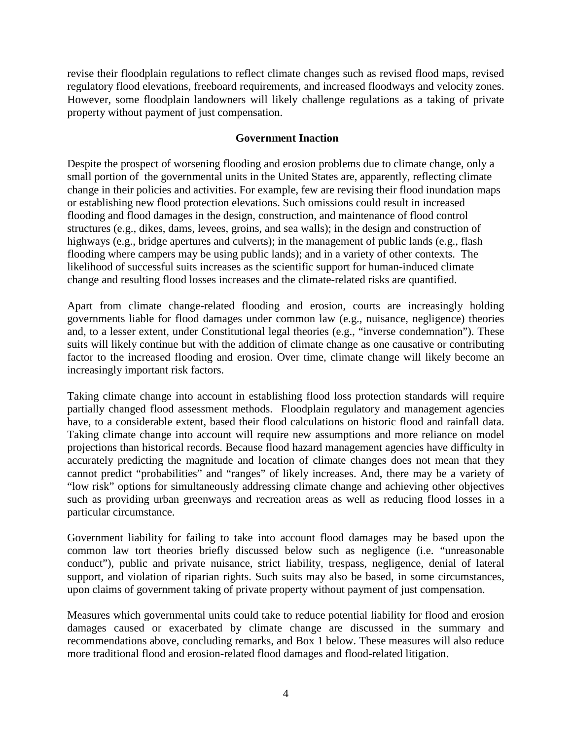revise their floodplain regulations to reflect climate changes such as revised flood maps, revised regulatory flood elevations, freeboard requirements, and increased floodways and velocity zones. However, some floodplain landowners will likely challenge regulations as a taking of private property without payment of just compensation.

## Government Inaction

Despite the prospect of worsening flooding and erosion problems due to climate change, only a small portion of the governmental units in the United States are, apparently, reflecting climate change in their policies and activities. For example, few are revising their flood inundation maps or establishing new flood protection elevations. Such omissions could result in increased flooding and flood damages in the design, construction, and maintenance of flood control structures (e.g., dikes, dams, levees, groins, and sea walls); in the design and construction of highways (e.g., bridge apertures and culverts); in the management of public lands (e.g., flash flooding where campers may be using public lands); and in a variety of other contexts. The likelihood of successful suits increases as the scientific support for human-induced climate change and resulting flood losses increases and the climate-related risks are quantified.

Apart from climate change-related flooding and erosion, courts are increasingly holding governments liable for flood damages under common law (e.g., nuisance, negligence) theories and, to a lesser extent, under Constitutional legal theories (e.g., "inverse condemnation"). These suits will likely continue but with the addition of climate change as one causative or contributing factor to the increased flooding and erosion. Over time, climate change will likely become an increasingly important risk factors.

Taking climate change into account in establishing flood loss protection standards will require partially changed flood assessment methods. Floodplain regulatory and management agencies have, to a considerable extent, based their flood calculations on historic flood and rainfall data. Taking climate change into account will require new assumptions and more reliance on model projections than historical records. Because flood hazard management agencies have difficulty in accurately predicting the magnitude and location of climate changes does not mean that they cannot predict "probabilities" and "ranges" of likely increases. And, there may be a variety of "low risk" options for simultaneously addressing climate change and achieving other objectives such as providing urban greenways and recreation areas as well as reducing flood losses in a particular circumstance.

Government liability for failing to take into account flood damages may be based upon the common law tort theories briefly discussed below such as negligence (i.e. "unreasonable conduct"), public and private nuisance, strict liability, trespass, negligence, denial of lateral support, and violation of riparian rights. Such suits may also be based, in some circumstances, upon claims of government taking of private property without payment of just compensation.

Measures which governmental units could take to reduce potential liability for flood and erosion damages caused or exacerbated by climate change are discussed in the summary and recommendations above, concluding remarks, and Box 1 below. These measures will also reduce more traditional flood and erosion-related flood damages and flood-related litigation.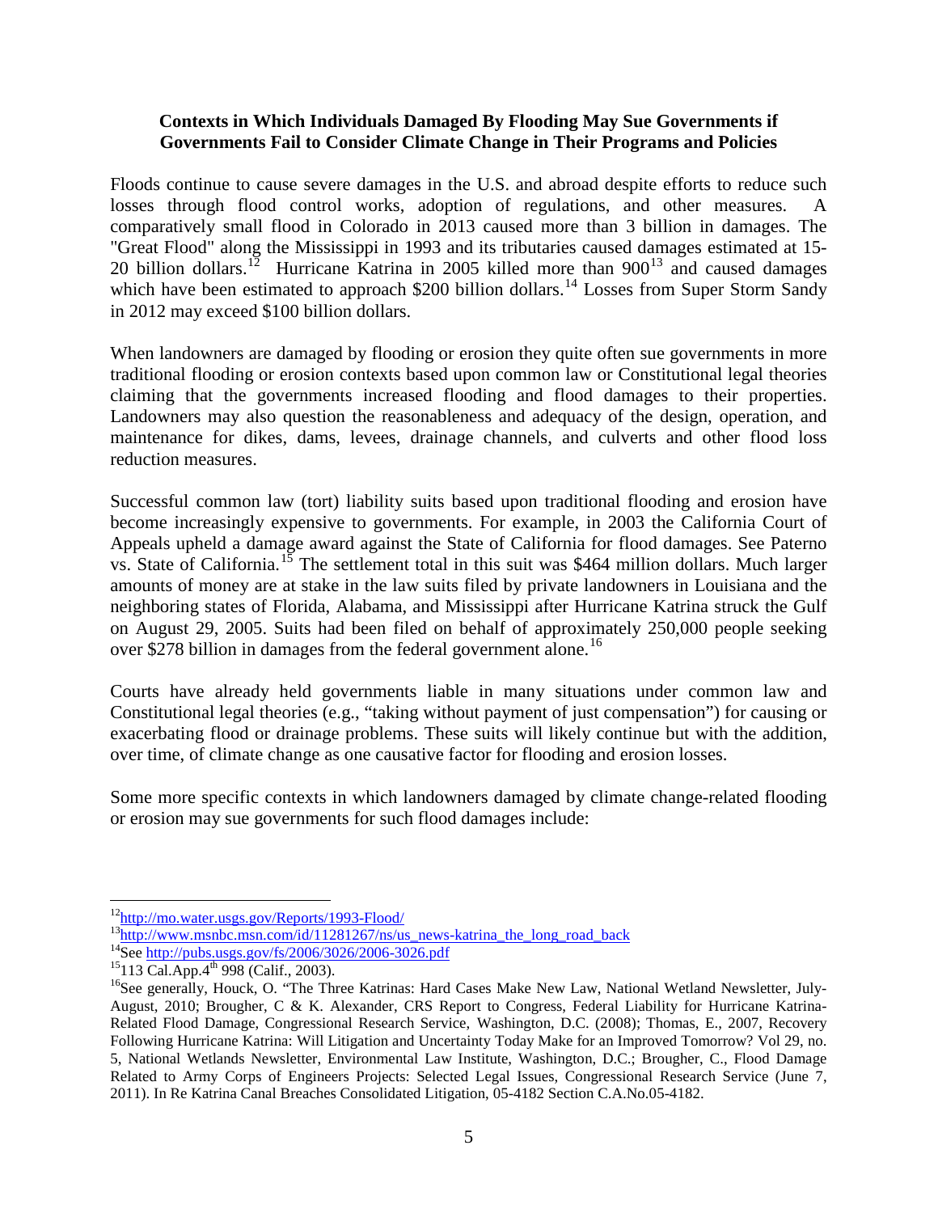**Contexts in Which Individuals Damaged By Flooding May Sue Governments if Governments Fail to Consider Climate Change in Their Programs and Policies**

Floods continue to cause severe damages in the U.S. and abroad despite efforts to reduce such losses through flood control works, adoption of regulations, and other measures. A comparatively small flood in Colorado in 2013 caused more than 3 billion in damages. The "Great Flood" along the Mississippi in 1993 and its tributaries caused damages estimated at 15-20 billion dollars.[12] Hurricane Katrina in 2005 killed more than 900[13] and caused damages which have been estimated to approach $200 billion dollars.[14] Losses from Super Storm Sandy in 2012 may exceed $100 billion dollars.

When landowners are damaged by flooding or erosion they quite often sue governments in more traditional flooding or erosion contexts based upon common law or Constitutional legal theories claiming that the governments increased flooding and flood damages to their properties. Landowners may also question the reasonableness and adequacy of the design, operation, and maintenance for dikes, dams, levees, drainage channels, and culverts and other flood loss reduction measures.

Successful common law (tort) liability suits based upon traditional flooding and erosion have become increasingly expensive to governments. For example, in 2003 the California Court of Appeals upheld a damage award against the State of California for flood damages. See Paterno vs. State of California.[15] The settlement total in this suit was $464 million dollars. Much larger amounts of money are at stake in the law suits filed by private landowners in Louisiana and the neighboring states of Florida, Alabama, and Mississippi after Hurricane Katrina struck the Gulf on August 29, 2005. Suits had been filed on behalf of approximately 250,000 people seeking over $278 billion in damages from the federal government alone.[16]

Courts have already held governments liable in many situations under common law and Constitutional legal theories (e.g., "taking without payment of just compensation") for causing or exacerbating flood or drainage problems. These suits will likely continue but with the addition, over time, of climate change as one causative factor for flooding and erosion losses.

Some more specific contexts in which landowners damaged by climate change-related flooding or erosion may sue governments for such flood damages include:

---

[12] http://mo.water.usgs.gov/Reports/1993-Flood/

[13] http://www.msnbc.msn.com/id/11281267/ns/us_news-katrina_the_long_road_back

[14] See http://pubs.usgs.gov/fs/2006/3026/2006-3026.pdf

[15] 113 Cal.App.4th 998 (Calif., 2003).

[16] See generally, Houck, O. "The Three Katrinas: Hard Cases Make New Law, National Wetland Newsletter, July-August, 2010; Brougher, C & K. Alexander, CRS Report to Congress, Federal Liability for Hurricane Katrina-Related Flood Damage, Congressional Research Service, Washington, D.C. (2008); Thomas, E., 2007, Recovery Following Hurricane Katrina: Will Litigation and Uncertainty Today Make for an Improved Tomorrow? Vol 29, no. 5, National Wetlands Newsletter, Environmental Law Institute, Washington, D.C.; Brougher, C., Flood Damage Related to Army Corps of Engineers Projects: Selected Legal Issues, Congressional Research Service (June 7, 2011). In Re Katrina Canal Breaches Consolidated Litigation, 05-4182 Section C.A.No.05-4182.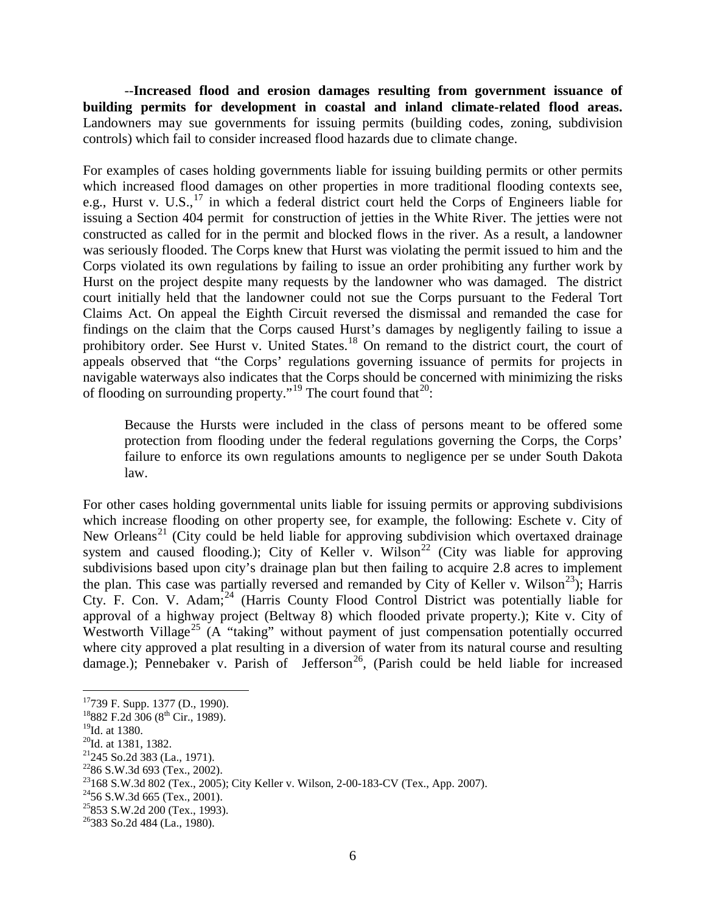--**Increased flood and erosion damages resulting from government issuance of building permits for development in coastal and inland climate-related flood areas.** Landowners may sue governments for issuing permits (building codes, zoning, subdivision controls) which fail to consider increased flood hazards due to climate change.

For examples of cases holding governments liable for issuing building permits or other permits which increased flood damages on other properties in more traditional flooding contexts see, e.g., Hurst v. U.S.,[17] in which a federal district court held the Corps of Engineers liable for issuing a Section 404 permit for construction of jetties in the White River. The jetties were not constructed as called for in the permit and blocked flows in the river. As a result, a landowner was seriously flooded. The Corps knew that Hurst was violating the permit issued to him and the Corps violated its own regulations by failing to issue an order prohibiting any further work by Hurst on the project despite many requests by the landowner who was damaged. The district court initially held that the landowner could not sue the Corps pursuant to the Federal Tort Claims Act. On appeal the Eighth Circuit reversed the dismissal and remanded the case for findings on the claim that the Corps caused Hurst's damages by negligently failing to issue a prohibitory order. See Hurst v. United States.[18] On remand to the district court, the court of appeals observed that "the Corps' regulations governing issuance of permits for projects in navigable waterways also indicates that the Corps should be concerned with minimizing the risks of flooding on surrounding property."[19] The court found that[20]:

> Because the Hursts were included in the class of persons meant to be offered some protection from flooding under the federal regulations governing the Corps, the Corps' failure to enforce its own regulations amounts to negligence per se under South Dakota law.

For other cases holding governmental units liable for issuing permits or approving subdivisions which increase flooding on other property see, for example, the following: Eschete v. City of New Orleans[21] (City could be held liable for approving subdivision which overtaxed drainage system and caused flooding.); City of Keller v. Wilson[22] (City was liable for approving subdivisions based upon city's drainage plan but then failing to acquire 2.8 acres to implement the plan. This case was partially reversed and remanded by City of Keller v. Wilson[23]); Harris Cty. F. Con. V. Adam;[24] (Harris County Flood Control District was potentially liable for approval of a highway project (Beltway 8) which flooded private property.); Kite v. City of Westworth Village[25] (A "taking" without payment of just compensation potentially occurred where city approved a plat resulting in a diversion of water from its natural course and resulting damage.); Pennebaker v. Parish of Jefferson[26], (Parish could be held liable for increased

---

[17] 739 F. Supp. 1377 (D., 1990).

[18] 882 F.2d 306 (8th Cir., 1989).

[19] Id. at 1380.

[20] Id. at 1381, 1382.

[21] 245 So.2d 383 (La., 1971).

[22] 86 S.W.3d 693 (Tex., 2002).

[23] 168 S.W.3d 802 (Tex., 2005); City Keller v. Wilson, 2-00-183-CV (Tex., App. 2007).

[24] 56 S.W.3d 665 (Tex., 2001).

[25] 853 S.W.2d 200 (Tex., 1993).

[26] 383 So.2d 484 (La., 1980).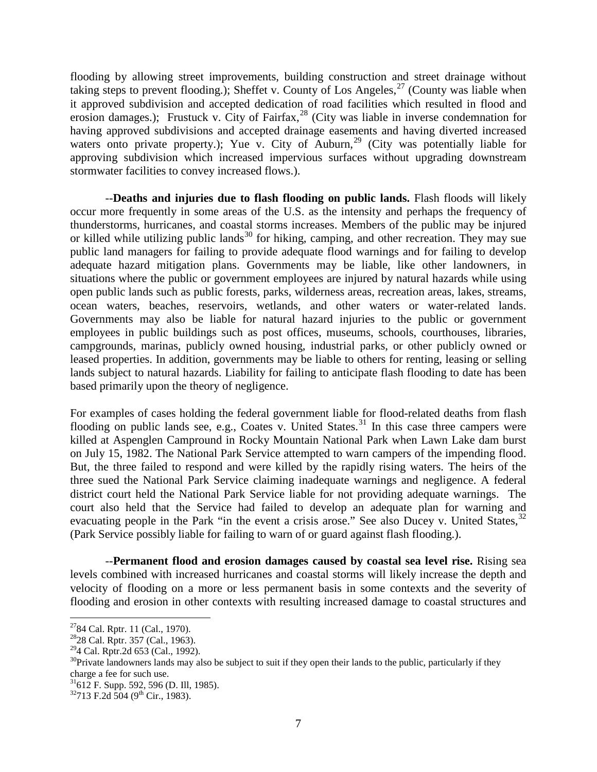flooding by allowing street improvements, building construction and street drainage without taking steps to prevent flooding.); Sheffet v. County of Los Angeles,[27] (County was liable when it approved subdivision and accepted dedication of road facilities which resulted in flood and erosion damages.); Frustuck v. City of Fairfax,[28] (City was liable in inverse condemnation for having approved subdivisions and accepted drainage easements and having diverted increased waters onto private property.); Yue v. City of Auburn,[29] (City was potentially liable for approving subdivision which increased impervious surfaces without upgrading downstream stormwater facilities to convey increased flows.).

--**Deaths and injuries due to flash flooding on public lands.** Flash floods will likely occur more frequently in some areas of the U.S. as the intensity and perhaps the frequency of thunderstorms, hurricanes, and coastal storms increases. Members of the public may be injured or killed while utilizing public lands[30] for hiking, camping, and other recreation. They may sue public land managers for failing to provide adequate flood warnings and for failing to develop adequate hazard mitigation plans. Governments may be liable, like other landowners, in situations where the public or government employees are injured by natural hazards while using open public lands such as public forests, parks, wilderness areas, recreation areas, lakes, streams, ocean waters, beaches, reservoirs, wetlands, and other waters or water-related lands. Governments may also be liable for natural hazard injuries to the public or government employees in public buildings such as post offices, museums, schools, courthouses, libraries, campgrounds, marinas, publicly owned housing, industrial parks, or other publicly owned or leased properties. In addition, governments may be liable to others for renting, leasing or selling lands subject to natural hazards. Liability for failing to anticipate flash flooding to date has been based primarily upon the theory of negligence.

For examples of cases holding the federal government liable for flood-related deaths from flash flooding on public lands see, e.g., Coates v. United States.[31] In this case three campers were killed at Aspenglen Campround in Rocky Mountain National Park when Lawn Lake dam burst on July 15, 1982. The National Park Service attempted to warn campers of the impending flood. But, the three failed to respond and were killed by the rapidly rising waters. The heirs of the three sued the National Park Service claiming inadequate warnings and negligence. A federal district court held the National Park Service liable for not providing adequate warnings. The court also held that the Service had failed to develop an adequate plan for warning and evacuating people in the Park "in the event a crisis arose." See also Ducey v. United States,[32] (Park Service possibly liable for failing to warn of or guard against flash flooding.).

--**Permanent flood and erosion damages caused by coastal sea level rise.** Rising sea levels combined with increased hurricanes and coastal storms will likely increase the depth and velocity of flooding on a more or less permanent basis in some contexts and the severity of flooding and erosion in other contexts with resulting increased damage to coastal structures and

---

[27] 84 Cal. Rptr. 11 (Cal., 1970).

[28] 28 Cal. Rptr. 357 (Cal., 1963).

[29] 4 Cal. Rptr.2d 653 (Cal., 1992).

[30] Private landowners lands may also be subject to suit if they open their lands to the public, particularly if they charge a fee for such use.

[31] 612 F. Supp. 592, 596 (D. Ill, 1985).

[32] 713 F.2d 504 (9th Cir., 1983).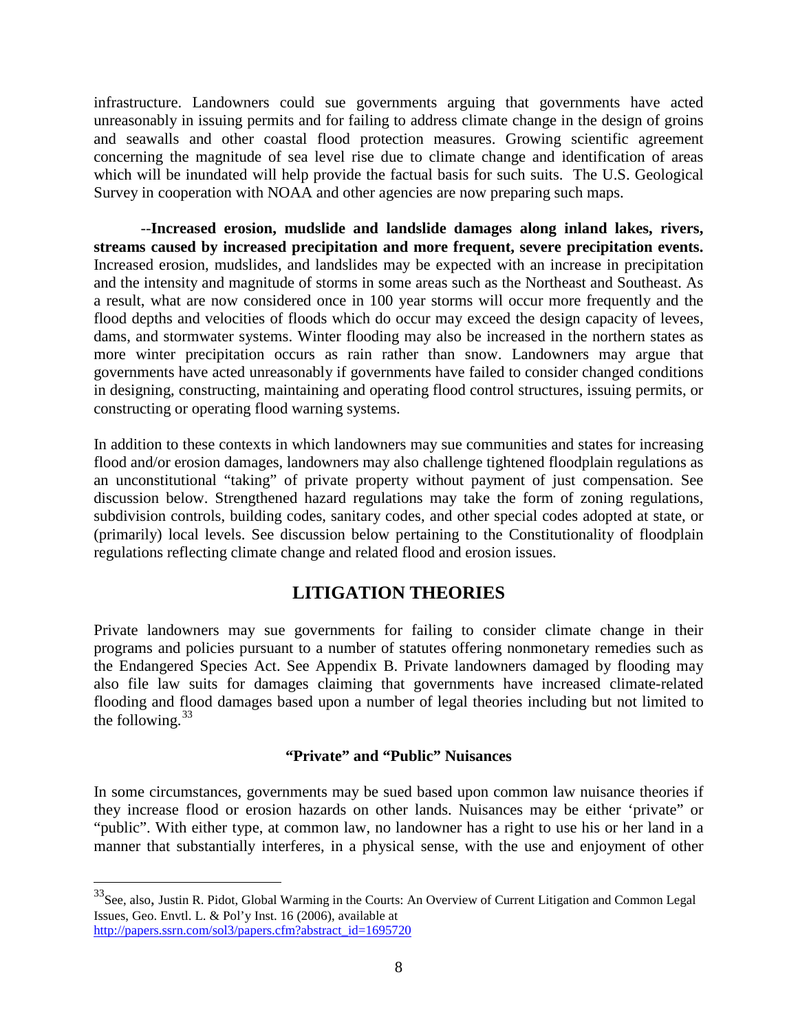infrastructure. Landowners could sue governments arguing that governments have acted unreasonably in issuing permits and for failing to address climate change in the design of groins and seawalls and other coastal flood protection measures. Growing scientific agreement concerning the magnitude of sea level rise due to climate change and identification of areas which will be inundated will help provide the factual basis for such suits. The U.S. Geological Survey in cooperation with NOAA and other agencies are now preparing such maps.

--**Increased erosion, mudslide and landslide damages along inland lakes, rivers, streams caused by increased precipitation and more frequent, severe precipitation events.** Increased erosion, mudslides, and landslides may be expected with an increase in precipitation and the intensity and magnitude of storms in some areas such as the Northeast and Southeast. As a result, what are now considered once in 100 year storms will occur more frequently and the flood depths and velocities of floods which do occur may exceed the design capacity of levees, dams, and stormwater systems. Winter flooding may also be increased in the northern states as more winter precipitation occurs as rain rather than snow. Landowners may argue that governments have acted unreasonably if governments have failed to consider changed conditions in designing, constructing, maintaining and operating flood control structures, issuing permits, or constructing or operating flood warning systems.

In addition to these contexts in which landowners may sue communities and states for increasing flood and/or erosion damages, landowners may also challenge tightened floodplain regulations as an unconstitutional "taking" of private property without payment of just compensation. See discussion below. Strengthened hazard regulations may take the form of zoning regulations, subdivision controls, building codes, sanitary codes, and other special codes adopted at state, or (primarily) local levels. See discussion below pertaining to the Constitutionality of floodplain regulations reflecting climate change and related flood and erosion issues.

## LITIGATION THEORIES

Private landowners may sue governments for failing to consider climate change in their programs and policies pursuant to a number of statutes offering nonmonetary remedies such as the Endangered Species Act. See Appendix B. Private landowners damaged by flooding may also file law suits for damages claiming that governments have increased climate-related flooding and flood damages based upon a number of legal theories including but not limited to the following.[33]

### "Private" and "Public" Nuisances

In some circumstances, governments may be sued based upon common law nuisance theories if they increase flood or erosion hazards on other lands. Nuisances may be either 'private" or "public". With either type, at common law, no landowner has a right to use his or her land in a manner that substantially interferes, in a physical sense, with the use and enjoyment of other

---

[33]See, also, Justin R. Pidot, Global Warming in the Courts: An Overview of Current Litigation and Common Legal Issues, Geo. Envtl. L. & Pol'y Inst. 16 (2006), available at http://papers.ssrn.com/sol3/papers.cfm?abstract_id=1695720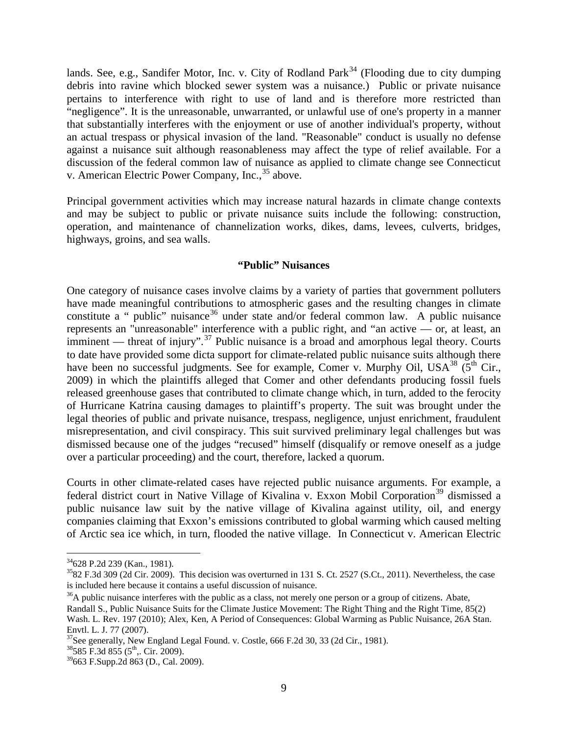lands. See, e.g., Sandifer Motor, Inc. v. City of Rodland Park[34] (Flooding due to city dumping debris into ravine which blocked sewer system was a nuisance.) Public or private nuisance pertains to interference with right to use of land and is therefore more restricted than "negligence". It is the unreasonable, unwarranted, or unlawful use of one's property in a manner that substantially interferes with the enjoyment or use of another individual's property, without an actual trespass or physical invasion of the land. "Reasonable" conduct is usually no defense against a nuisance suit although reasonableness may affect the type of relief available. For a discussion of the federal common law of nuisance as applied to climate change see Connecticut v. American Electric Power Company, Inc.,[35] above.

Principal government activities which may increase natural hazards in climate change contexts and may be subject to public or private nuisance suits include the following: construction, operation, and maintenance of channelization works, dikes, dams, levees, culverts, bridges, highways, groins, and sea walls.

**"Public" Nuisances**

One category of nuisance cases involve claims by a variety of parties that government polluters have made meaningful contributions to atmospheric gases and the resulting changes in climate constitute a " public" nuisance[36] under state and/or federal common law. A public nuisance represents an "unreasonable" interference with a public right, and "an active — or, at least, an imminent — threat of injury".[37] Public nuisance is a broad and amorphous legal theory. Courts to date have provided some dicta support for climate-related public nuisance suits although there have been no successful judgments. See for example, Comer v. Murphy Oil, USA[38] (5th Cir., 2009) in which the plaintiffs alleged that Comer and other defendants producing fossil fuels released greenhouse gases that contributed to climate change which, in turn, added to the ferocity of Hurricane Katrina causing damages to plaintiff's property. The suit was brought under the legal theories of public and private nuisance, trespass, negligence, unjust enrichment, fraudulent misrepresentation, and civil conspiracy. This suit survived preliminary legal challenges but was dismissed because one of the judges "recused" himself (disqualify or remove oneself as a judge over a particular proceeding) and the court, therefore, lacked a quorum.

Courts in other climate-related cases have rejected public nuisance arguments. For example, a federal district court in Native Village of Kivalina v. Exxon Mobil Corporation[39] dismissed a public nuisance law suit by the native village of Kivalina against utility, oil, and energy companies claiming that Exxon's emissions contributed to global warming which caused melting of Arctic sea ice which, in turn, flooded the native village. In Connecticut v. American Electric

---

[34] 628 P.2d 239 (Kan., 1981).

[35] 82 F.3d 309 (2d Cir. 2009). This decision was overturned in 131 S. Ct. 2527 (S.Ct., 2011). Nevertheless, the case is included here because it contains a useful discussion of nuisance.

[36] A public nuisance interferes with the public as a class, not merely one person or a group of citizens. Abate, Randall S., Public Nuisance Suits for the Climate Justice Movement: The Right Thing and the Right Time, 85(2) Wash. L. Rev. 197 (2010); Alex, Ken, A Period of Consequences: Global Warming as Public Nuisance, 26A Stan. Envtl. L. J. 77 (2007).

[37] See generally, New England Legal Found. v. Costle, 666 F.2d 30, 33 (2d Cir., 1981).

[38] 585 F.3d 855 (5th,. Cir. 2009).

[39] 663 F.Supp.2d 863 (D., Cal. 2009).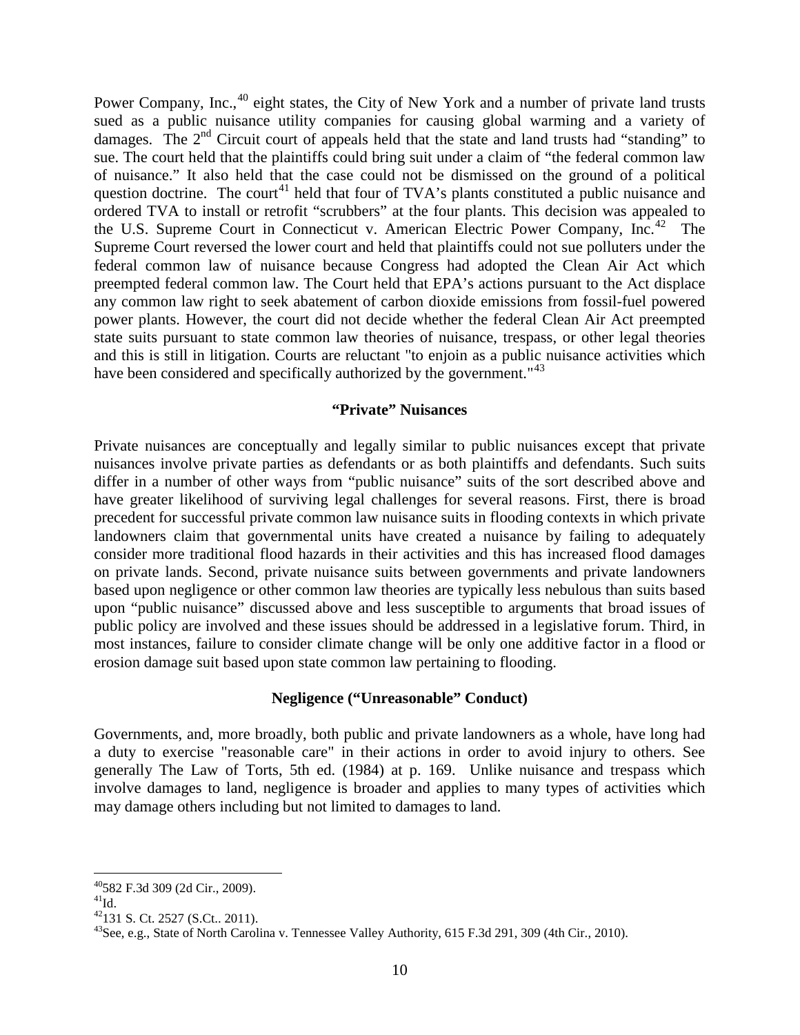Power Company, Inc.,[40] eight states, the City of New York and a number of private land trusts sued as a public nuisance utility companies for causing global warming and a variety of damages. The 2nd Circuit court of appeals held that the state and land trusts had "standing" to sue. The court held that the plaintiffs could bring suit under a claim of "the federal common law of nuisance." It also held that the case could not be dismissed on the ground of a political question doctrine. The court[41] held that four of TVA's plants constituted a public nuisance and ordered TVA to install or retrofit "scrubbers" at the four plants. This decision was appealed to the U.S. Supreme Court in Connecticut v. American Electric Power Company, Inc.[42] The Supreme Court reversed the lower court and held that plaintiffs could not sue polluters under the federal common law of nuisance because Congress had adopted the Clean Air Act which preempted federal common law. The Court held that EPA's actions pursuant to the Act displace any common law right to seek abatement of carbon dioxide emissions from fossil-fuel powered power plants. However, the court did not decide whether the federal Clean Air Act preempted state suits pursuant to state common law theories of nuisance, trespass, or other legal theories and this is still in litigation. Courts are reluctant "to enjoin as a public nuisance activities which have been considered and specifically authorized by the government."[43]

### "Private" Nuisances

Private nuisances are conceptually and legally similar to public nuisances except that private nuisances involve private parties as defendants or as both plaintiffs and defendants. Such suits differ in a number of other ways from "public nuisance" suits of the sort described above and have greater likelihood of surviving legal challenges for several reasons. First, there is broad precedent for successful private common law nuisance suits in flooding contexts in which private landowners claim that governmental units have created a nuisance by failing to adequately consider more traditional flood hazards in their activities and this has increased flood damages on private lands. Second, private nuisance suits between governments and private landowners based upon negligence or other common law theories are typically less nebulous than suits based upon "public nuisance" discussed above and less susceptible to arguments that broad issues of public policy are involved and these issues should be addressed in a legislative forum. Third, in most instances, failure to consider climate change will be only one additive factor in a flood or erosion damage suit based upon state common law pertaining to flooding.

### Negligence ("Unreasonable" Conduct)

Governments, and, more broadly, both public and private landowners as a whole, have long had a duty to exercise "reasonable care" in their actions in order to avoid injury to others. See generally The Law of Torts, 5th ed. (1984) at p. 169. Unlike nuisance and trespass which involve damages to land, negligence is broader and applies to many types of activities which may damage others including but not limited to damages to land.

---

[40] 582 F.3d 309 (2d Cir., 2009).
[41] Id.
[42] 131 S. Ct. 2527 (S.Ct.. 2011).
[43] See, e.g., State of North Carolina v. Tennessee Valley Authority, 615 F.3d 291, 309 (4th Cir., 2010).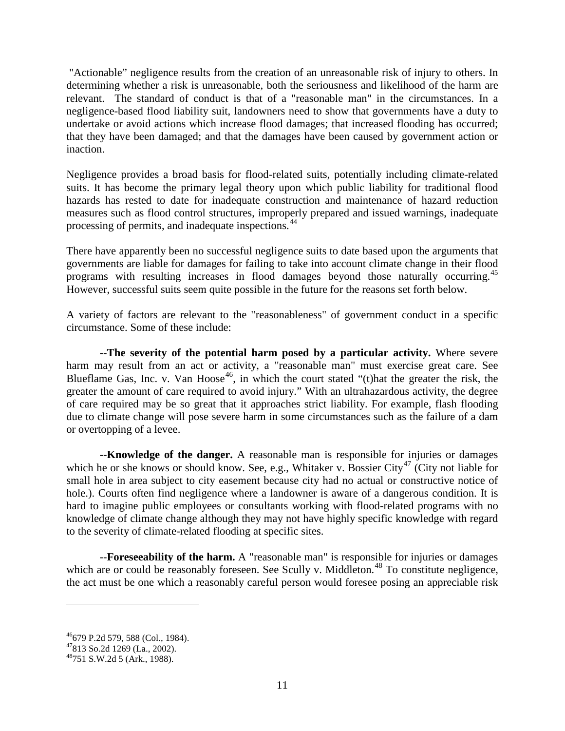"Actionable" negligence results from the creation of an unreasonable risk of injury to others. In determining whether a risk is unreasonable, both the seriousness and likelihood of the harm are relevant. The standard of conduct is that of a "reasonable man" in the circumstances. In a negligence-based flood liability suit, landowners need to show that governments have a duty to undertake or avoid actions which increase flood damages; that increased flooding has occurred; that they have been damaged; and that the damages have been caused by government action or inaction.

Negligence provides a broad basis for flood-related suits, potentially including climate-related suits. It has become the primary legal theory upon which public liability for traditional flood hazards has rested to date for inadequate construction and maintenance of hazard reduction measures such as flood control structures, improperly prepared and issued warnings, inadequate processing of permits, and inadequate inspections.[44]

There have apparently been no successful negligence suits to date based upon the arguments that governments are liable for damages for failing to take into account climate change in their flood programs with resulting increases in flood damages beyond those naturally occurring.[45] However, successful suits seem quite possible in the future for the reasons set forth below.

A variety of factors are relevant to the "reasonableness" of government conduct in a specific circumstance. Some of these include:

--**The severity of the potential harm posed by a particular activity.** Where severe harm may result from an act or activity, a "reasonable man" must exercise great care. See Blueflame Gas, Inc. v. Van Hoose[46], in which the court stated "(t)hat the greater the risk, the greater the amount of care required to avoid injury." With an ultrahazardous activity, the degree of care required may be so great that it approaches strict liability. For example, flash flooding due to climate change will pose severe harm in some circumstances such as the failure of a dam or overtopping of a levee.

--**Knowledge of the danger.** A reasonable man is responsible for injuries or damages which he or she knows or should know. See, e.g., Whitaker v. Bossier City[47] (City not liable for small hole in area subject to city easement because city had no actual or constructive notice of hole.). Courts often find negligence where a landowner is aware of a dangerous condition. It is hard to imagine public employees or consultants working with flood-related programs with no knowledge of climate change although they may not have highly specific knowledge with regard to the severity of climate-related flooding at specific sites.

--**Foreseeability of the harm.** A "reasonable man" is responsible for injuries or damages which are or could be reasonably foreseen. See Scully v. Middleton.[48] To constitute negligence, the act must be one which a reasonably careful person would foresee posing an appreciable risk

---

[46] 679 P.2d 579, 588 (Col., 1984).
[47] 813 So.2d 1269 (La., 2002).
[48] 751 S.W.2d 5 (Ark., 1988).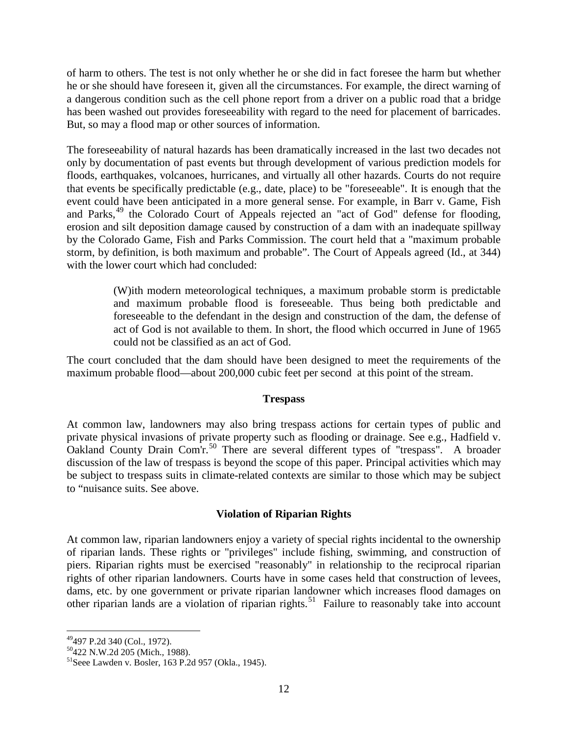of harm to others. The test is not only whether he or she did in fact foresee the harm but whether he or she should have foreseen it, given all the circumstances. For example, the direct warning of a dangerous condition such as the cell phone report from a driver on a public road that a bridge has been washed out provides foreseeability with regard to the need for placement of barricades. But, so may a flood map or other sources of information.

The foreseeability of natural hazards has been dramatically increased in the last two decades not only by documentation of past events but through development of various prediction models for floods, earthquakes, volcanoes, hurricanes, and virtually all other hazards. Courts do not require that events be specifically predictable (e.g., date, place) to be "foreseeable". It is enough that the event could have been anticipated in a more general sense. For example, in Barr v. Game, Fish and Parks,[49] the Colorado Court of Appeals rejected an "act of God" defense for flooding, erosion and silt deposition damage caused by construction of a dam with an inadequate spillway by the Colorado Game, Fish and Parks Commission. The court held that a "maximum probable storm, by definition, is both maximum and probable". The Court of Appeals agreed (Id., at 344) with the lower court which had concluded:

> (W)ith modern meteorological techniques, a maximum probable storm is predictable and maximum probable flood is foreseeable. Thus being both predictable and foreseeable to the defendant in the design and construction of the dam, the defense of act of God is not available to them. In short, the flood which occurred in June of 1965 could not be classified as an act of God.

The court concluded that the dam should have been designed to meet the requirements of the maximum probable flood—about 200,000 cubic feet per second at this point of the stream.

## Trespass

At common law, landowners may also bring trespass actions for certain types of public and private physical invasions of private property such as flooding or drainage. See e.g., Hadfield v. Oakland County Drain Com'r.[50] There are several different types of "trespass". A broader discussion of the law of trespass is beyond the scope of this paper. Principal activities which may be subject to trespass suits in climate-related contexts are similar to those which may be subject to "nuisance suits. See above.

## Violation of Riparian Rights

At common law, riparian landowners enjoy a variety of special rights incidental to the ownership of riparian lands. These rights or "privileges" include fishing, swimming, and construction of piers. Riparian rights must be exercised "reasonably" in relationship to the reciprocal riparian rights of other riparian landowners. Courts have in some cases held that construction of levees, dams, etc. by one government or private riparian landowner which increases flood damages on other riparian lands are a violation of riparian rights.[51] Failure to reasonably take into account

---

[49] 497 P.2d 340 (Col., 1972).

[50] 422 N.W.2d 205 (Mich., 1988).

[51] Seee Lawden v. Bosler, 163 P.2d 957 (Okla., 1945).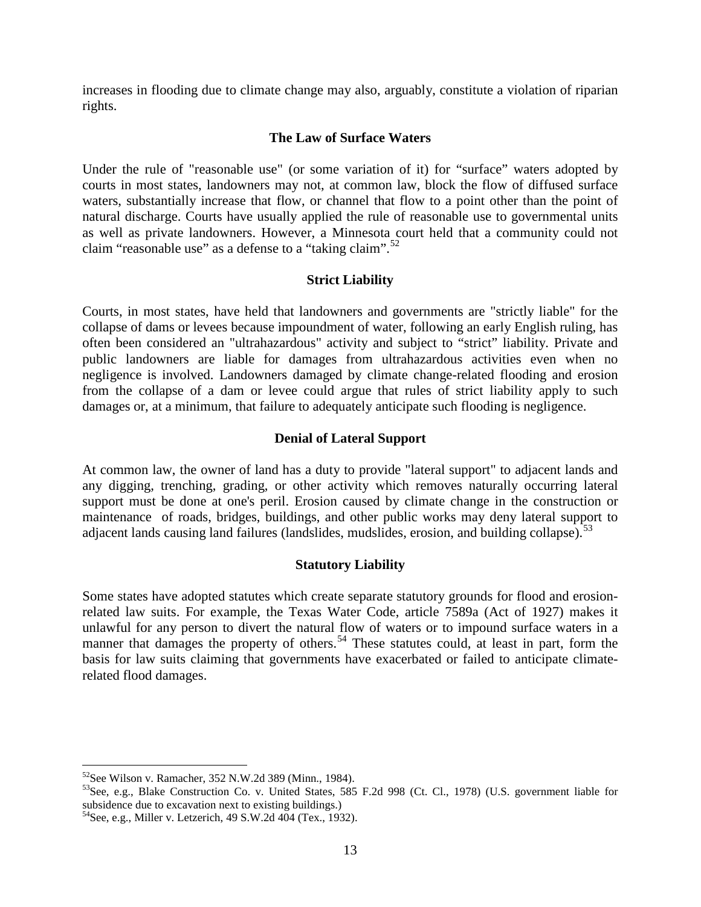increases in flooding due to climate change may also, arguably, constitute a violation of riparian rights.

### The Law of Surface Waters

Under the rule of "reasonable use" (or some variation of it) for "surface" waters adopted by courts in most states, landowners may not, at common law, block the flow of diffused surface waters, substantially increase that flow, or channel that flow to a point other than the point of natural discharge. Courts have usually applied the rule of reasonable use to governmental units as well as private landowners. However, a Minnesota court held that a community could not claim "reasonable use" as a defense to a "taking claim".[52]

### Strict Liability

Courts, in most states, have held that landowners and governments are "strictly liable" for the collapse of dams or levees because impoundment of water, following an early English ruling, has often been considered an "ultrahazardous" activity and subject to "strict" liability. Private and public landowners are liable for damages from ultrahazardous activities even when no negligence is involved. Landowners damaged by climate change-related flooding and erosion from the collapse of a dam or levee could argue that rules of strict liability apply to such damages or, at a minimum, that failure to adequately anticipate such flooding is negligence.

### Denial of Lateral Support

At common law, the owner of land has a duty to provide "lateral support" to adjacent lands and any digging, trenching, grading, or other activity which removes naturally occurring lateral support must be done at one's peril. Erosion caused by climate change in the construction or maintenance of roads, bridges, buildings, and other public works may deny lateral support to adjacent lands causing land failures (landslides, mudslides, erosion, and building collapse).[53]

### Statutory Liability

Some states have adopted statutes which create separate statutory grounds for flood and erosion-related law suits. For example, the Texas Water Code, article 7589a (Act of 1927) makes it unlawful for any person to divert the natural flow of waters or to impound surface waters in a manner that damages the property of others.[54] These statutes could, at least in part, form the basis for law suits claiming that governments have exacerbated or failed to anticipate climate-related flood damages.

---

[52] See Wilson v. Ramacher, 352 N.W.2d 389 (Minn., 1984).

[53] See, e.g., Blake Construction Co. v. United States, 585 F.2d 998 (Ct. Cl., 1978) (U.S. government liable for subsidence due to excavation next to existing buildings.)

[54] See, e.g., Miller v. Letzerich, 49 S.W.2d 404 (Tex., 1932).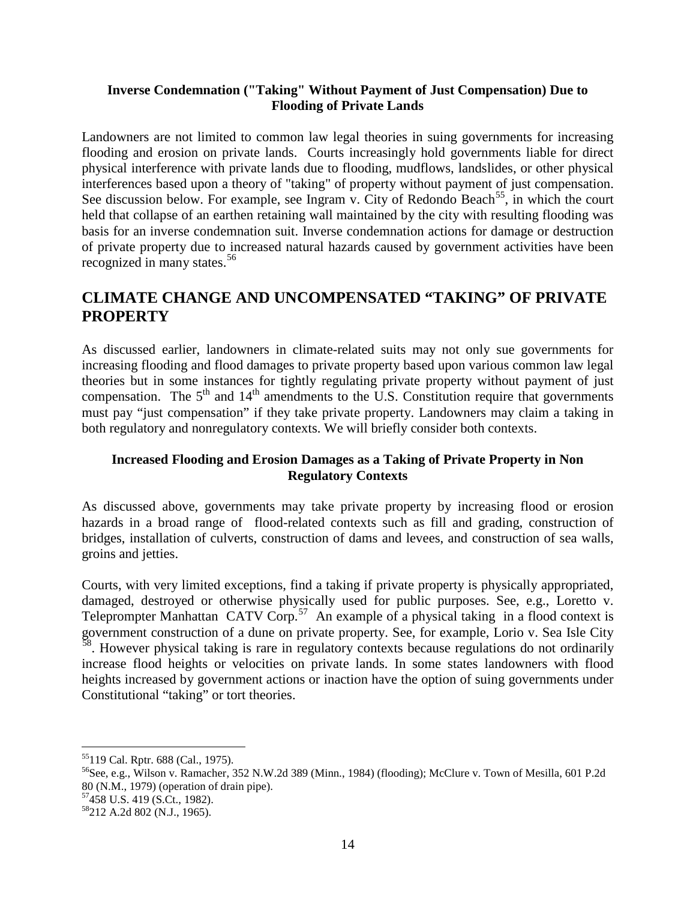**Inverse Condemnation ("Taking" Without Payment of Just Compensation) Due to Flooding of Private Lands**

Landowners are not limited to common law legal theories in suing governments for increasing flooding and erosion on private lands. Courts increasingly hold governments liable for direct physical interference with private lands due to flooding, mudflows, landslides, or other physical interferences based upon a theory of "taking" of property without payment of just compensation. See discussion below. For example, see Ingram v. City of Redondo Beach[55], in which the court held that collapse of an earthen retaining wall maintained by the city with resulting flooding was basis for an inverse condemnation suit. Inverse condemnation actions for damage or destruction of private property due to increased natural hazards caused by government activities have been recognized in many states.[56]

## CLIMATE CHANGE AND UNCOMPENSATED "TAKING" OF PRIVATE PROPERTY

As discussed earlier, landowners in climate-related suits may not only sue governments for increasing flooding and flood damages to private property based upon various common law legal theories but in some instances for tightly regulating private property without payment of just compensation. The 5th and 14th amendments to the U.S. Constitution require that governments must pay "just compensation" if they take private property. Landowners may claim a taking in both regulatory and nonregulatory contexts. We will briefly consider both contexts.

### Increased Flooding and Erosion Damages as a Taking of Private Property in Non Regulatory Contexts

As discussed above, governments may take private property by increasing flood or erosion hazards in a broad range of flood-related contexts such as fill and grading, construction of bridges, installation of culverts, construction of dams and levees, and construction of sea walls, groins and jetties.

Courts, with very limited exceptions, find a taking if private property is physically appropriated, damaged, destroyed or otherwise physically used for public purposes. See, e.g., Loretto v. Teleprompter Manhattan CATV Corp.[57] An example of a physical taking in a flood context is government construction of a dune on private property. See, for example, Lorio v. Sea Isle City[58]. However physical taking is rare in regulatory contexts because regulations do not ordinarily increase flood heights or velocities on private lands. In some states landowners with flood heights increased by government actions or inaction have the option of suing governments under Constitutional "taking" or tort theories.

---

[55] 119 Cal. Rptr. 688 (Cal., 1975).

[56] See, e.g., Wilson v. Ramacher, 352 N.W.2d 389 (Minn., 1984) (flooding); McClure v. Town of Mesilla, 601 P.2d 80 (N.M., 1979) (operation of drain pipe).

[57] 458 U.S. 419 (S.Ct., 1982).

[58] 212 A.2d 802 (N.J., 1965).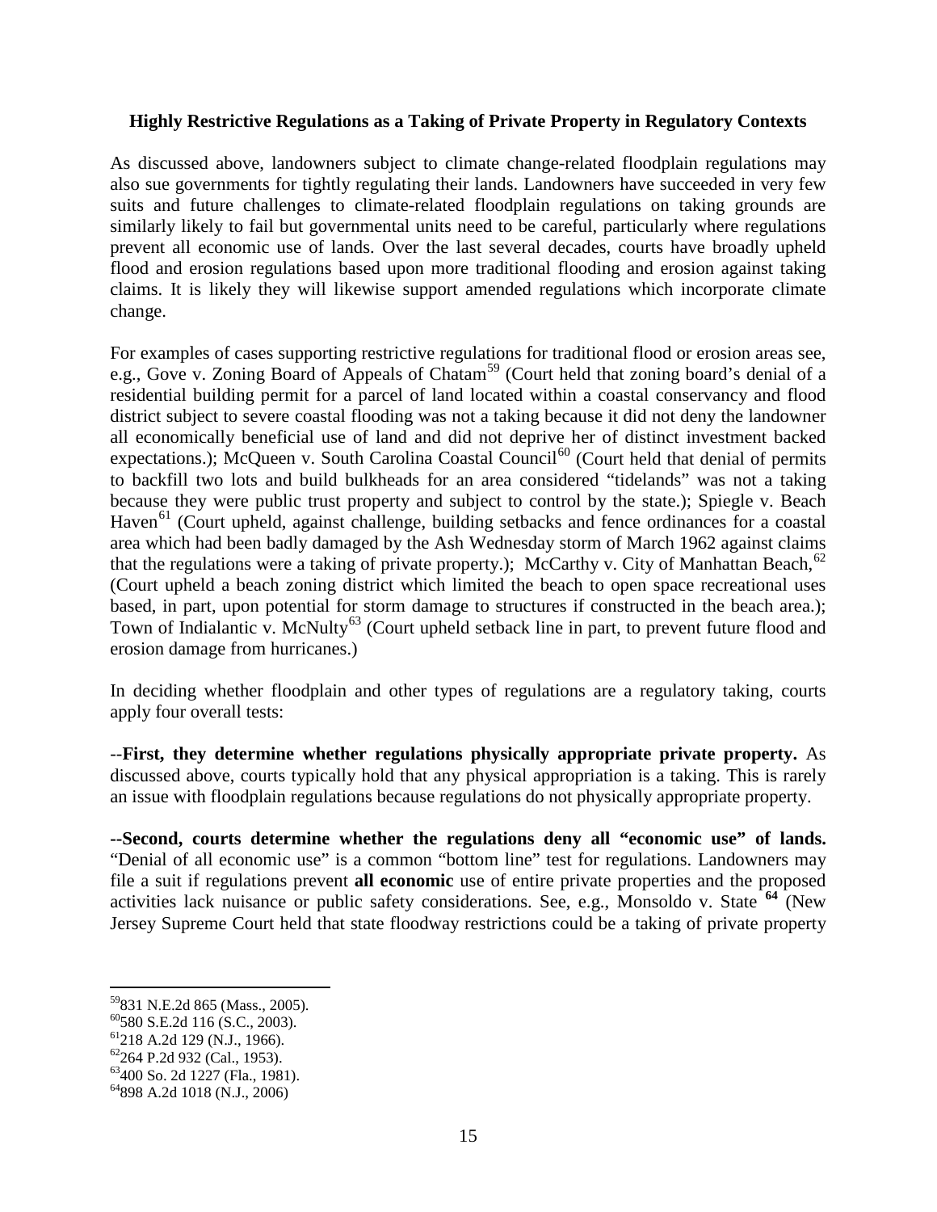### Highly Restrictive Regulations as a Taking of Private Property in Regulatory Contexts

As discussed above, landowners subject to climate change-related floodplain regulations may also sue governments for tightly regulating their lands. Landowners have succeeded in very few suits and future challenges to climate-related floodplain regulations on taking grounds are similarly likely to fail but governmental units need to be careful, particularly where regulations prevent all economic use of lands. Over the last several decades, courts have broadly upheld flood and erosion regulations based upon more traditional flooding and erosion against taking claims. It is likely they will likewise support amended regulations which incorporate climate change.

For examples of cases supporting restrictive regulations for traditional flood or erosion areas see, e.g., Gove v. Zoning Board of Appeals of Chatam[59] (Court held that zoning board's denial of a residential building permit for a parcel of land located within a coastal conservancy and flood district subject to severe coastal flooding was not a taking because it did not deny the landowner all economically beneficial use of land and did not deprive her of distinct investment backed expectations.); McQueen v. South Carolina Coastal Council[60] (Court held that denial of permits to backfill two lots and build bulkheads for an area considered "tidelands" was not a taking because they were public trust property and subject to control by the state.); Spiegle v. Beach Haven[61] (Court upheld, against challenge, building setbacks and fence ordinances for a coastal area which had been badly damaged by the Ash Wednesday storm of March 1962 against claims that the regulations were a taking of private property.); McCarthy v. City of Manhattan Beach,[62] (Court upheld a beach zoning district which limited the beach to open space recreational uses based, in part, upon potential for storm damage to structures if constructed in the beach area.); Town of Indialantic v. McNulty[63] (Court upheld setback line in part, to prevent future flood and erosion damage from hurricanes.)

In deciding whether floodplain and other types of regulations are a regulatory taking, courts apply four overall tests:

--**First, they determine whether regulations physically appropriate private property.** As discussed above, courts typically hold that any physical appropriation is a taking. This is rarely an issue with floodplain regulations because regulations do not physically appropriate property.

**--Second, courts determine whether the regulations deny all "economic use" of lands.** "Denial of all economic use" is a common "bottom line" test for regulations. Landowners may file a suit if regulations prevent **all economic** use of entire private properties and the proposed activities lack nuisance or public safety considerations. See, e.g., Monsoldo v. State **[64]** (New Jersey Supreme Court held that state floodway restrictions could be a taking of private property

---

[59] 831 N.E.2d 865 (Mass., 2005).
[60] 580 S.E.2d 116 (S.C., 2003).
[61] 218 A.2d 129 (N.J., 1966).
[62] 264 P.2d 932 (Cal., 1953).
[63] 400 So. 2d 1227 (Fla., 1981).
[64] 898 A.2d 1018 (N.J., 2006)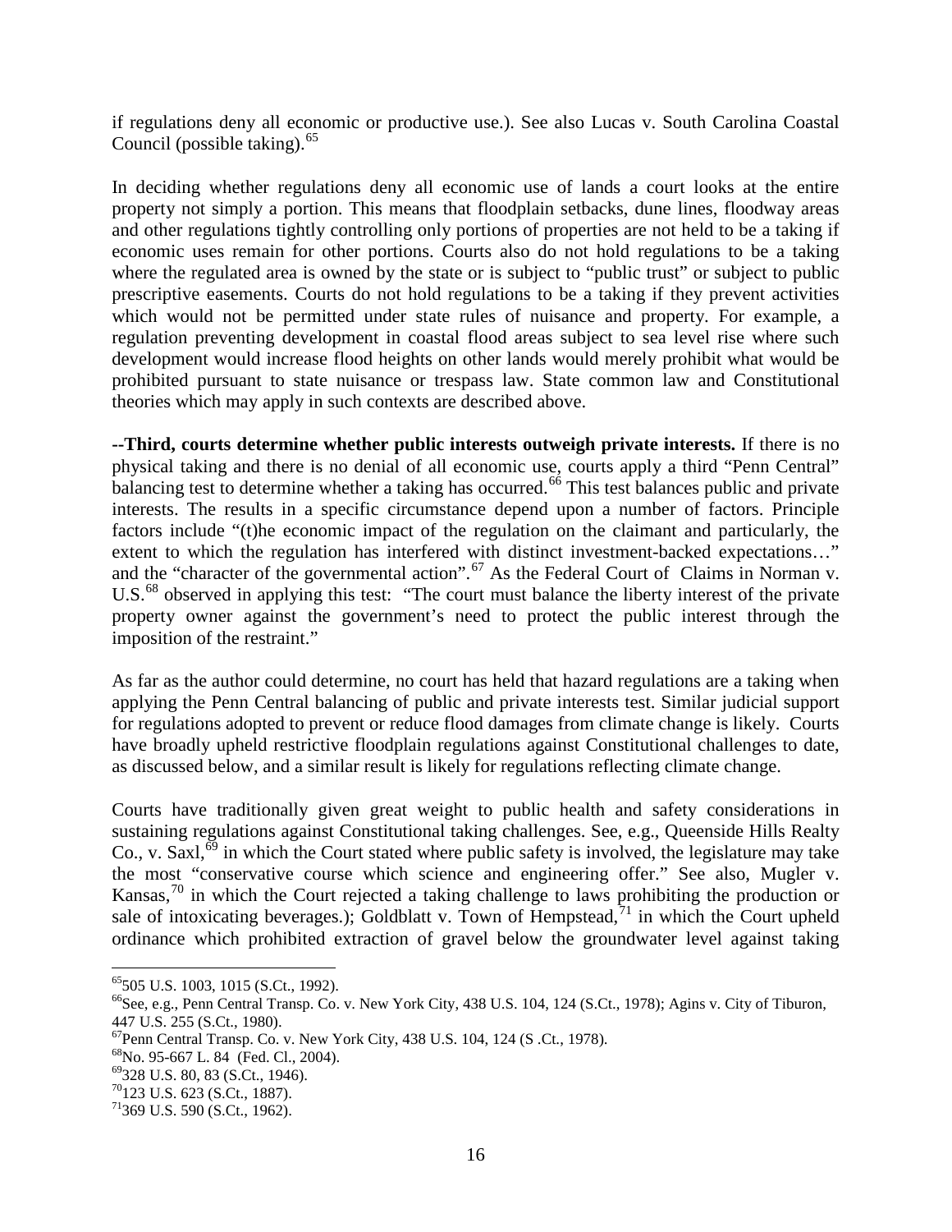if regulations deny all economic or productive use.). See also Lucas v. South Carolina Coastal Council (possible taking).[65]

In deciding whether regulations deny all economic use of lands a court looks at the entire property not simply a portion. This means that floodplain setbacks, dune lines, floodway areas and other regulations tightly controlling only portions of properties are not held to be a taking if economic uses remain for other portions. Courts also do not hold regulations to be a taking where the regulated area is owned by the state or is subject to "public trust" or subject to public prescriptive easements. Courts do not hold regulations to be a taking if they prevent activities which would not be permitted under state rules of nuisance and property. For example, a regulation preventing development in coastal flood areas subject to sea level rise where such development would increase flood heights on other lands would merely prohibit what would be prohibited pursuant to state nuisance or trespass law. State common law and Constitutional theories which may apply in such contexts are described above.

**--Third, courts determine whether public interests outweigh private interests.** If there is no physical taking and there is no denial of all economic use, courts apply a third "Penn Central" balancing test to determine whether a taking has occurred.[66] This test balances public and private interests. The results in a specific circumstance depend upon a number of factors. Principle factors include "(t)he economic impact of the regulation on the claimant and particularly, the extent to which the regulation has interfered with distinct investment-backed expectations…" and the "character of the governmental action".[67] As the Federal Court of Claims in Norman v. U.S.[68] observed in applying this test: "The court must balance the liberty interest of the private property owner against the government's need to protect the public interest through the imposition of the restraint."

As far as the author could determine, no court has held that hazard regulations are a taking when applying the Penn Central balancing of public and private interests test. Similar judicial support for regulations adopted to prevent or reduce flood damages from climate change is likely. Courts have broadly upheld restrictive floodplain regulations against Constitutional challenges to date, as discussed below, and a similar result is likely for regulations reflecting climate change.

Courts have traditionally given great weight to public health and safety considerations in sustaining regulations against Constitutional taking challenges. See, e.g., Queenside Hills Realty Co., v. Saxl,[69] in which the Court stated where public safety is involved, the legislature may take the most "conservative course which science and engineering offer." See also, Mugler v. Kansas,[70] in which the Court rejected a taking challenge to laws prohibiting the production or sale of intoxicating beverages.); Goldblatt v. Town of Hempstead,[71] in which the Court upheld ordinance which prohibited extraction of gravel below the groundwater level against taking

---

[65] 505 U.S. 1003, 1015 (S.Ct., 1992).
[66] See, e.g., Penn Central Transp. Co. v. New York City, 438 U.S. 104, 124 (S.Ct., 1978); Agins v. City of Tiburon, 447 U.S. 255 (S.Ct., 1980).
[67] Penn Central Transp. Co. v. New York City, 438 U.S. 104, 124 (S .Ct., 1978).
[68] No. 95-667 L. 84 (Fed. Cl., 2004).
[69] 328 U.S. 80, 83 (S.Ct., 1946).
[70] 123 U.S. 623 (S.Ct., 1887).
[71] 369 U.S. 590 (S.Ct., 1962).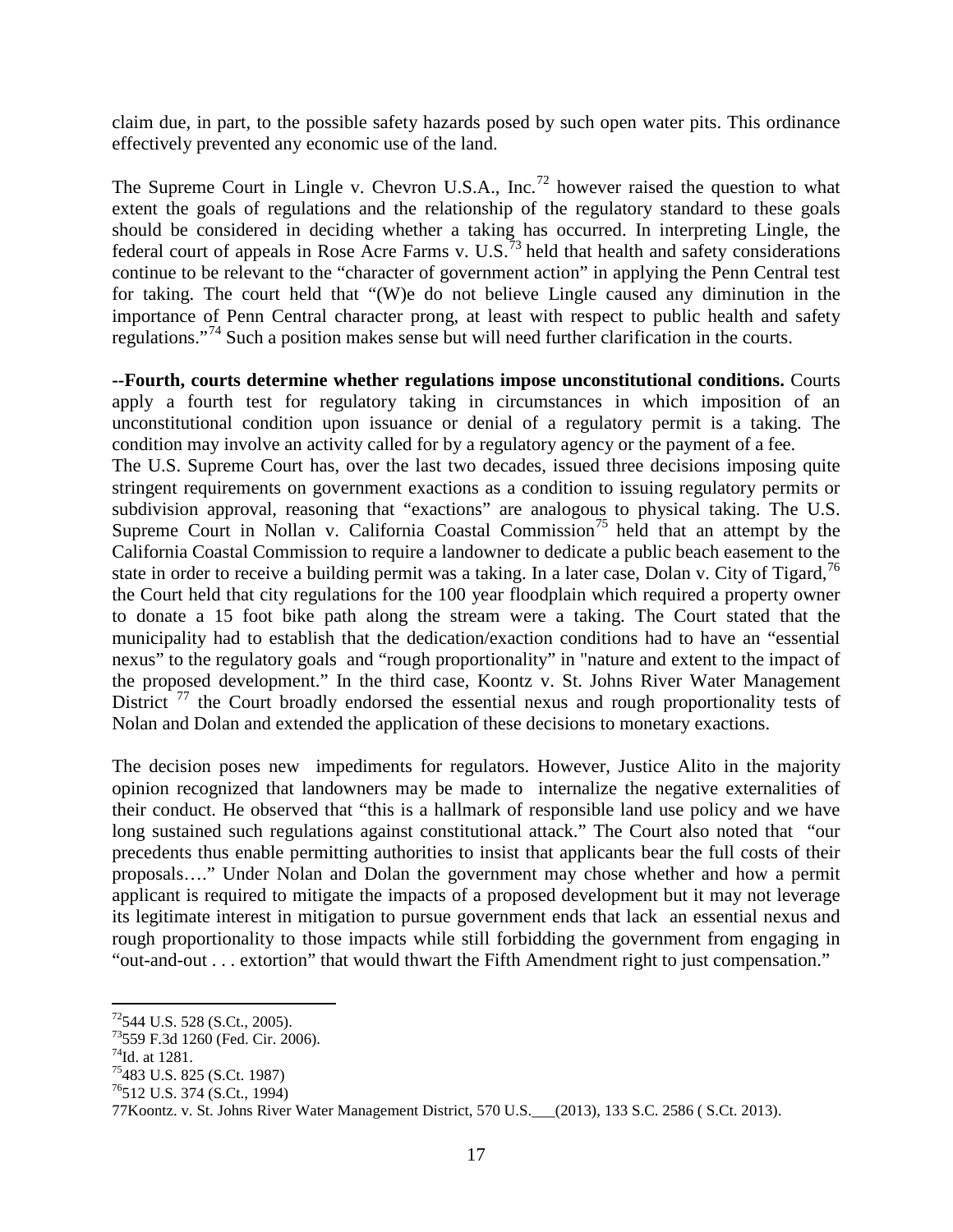claim due, in part, to the possible safety hazards posed by such open water pits. This ordinance effectively prevented any economic use of the land.

The Supreme Court in Lingle v. Chevron U.S.A., Inc.[72] however raised the question to what extent the goals of regulations and the relationship of the regulatory standard to these goals should be considered in deciding whether a taking has occurred. In interpreting Lingle, the federal court of appeals in Rose Acre Farms v. U.S.[73] held that health and safety considerations continue to be relevant to the "character of government action" in applying the Penn Central test for taking. The court held that "(W)e do not believe Lingle caused any diminution in the importance of Penn Central character prong, at least with respect to public health and safety regulations."[74] Such a position makes sense but will need further clarification in the courts.

--**Fourth, courts determine whether regulations impose unconstitutional conditions.** Courts apply a fourth test for regulatory taking in circumstances in which imposition of an unconstitutional condition upon issuance or denial of a regulatory permit is a taking. The condition may involve an activity called for by a regulatory agency or the payment of a fee.
The U.S. Supreme Court has, over the last two decades, issued three decisions imposing quite stringent requirements on government exactions as a condition to issuing regulatory permits or subdivision approval, reasoning that "exactions" are analogous to physical taking. The U.S. Supreme Court in Nollan v. California Coastal Commission[75] held that an attempt by the California Coastal Commission to require a landowner to dedicate a public beach easement to the state in order to receive a building permit was a taking. In a later case, Dolan v. City of Tigard,[76] the Court held that city regulations for the 100 year floodplain which required a property owner to donate a 15 foot bike path along the stream were a taking. The Court stated that the municipality had to establish that the dedication/exaction conditions had to have an "essential nexus" to the regulatory goals and "rough proportionality" in "nature and extent to the impact of the proposed development." In the third case, Koontz v. St. Johns River Water Management District [77] the Court broadly endorsed the essential nexus and rough proportionality tests of Nolan and Dolan and extended the application of these decisions to monetary exactions.

The decision poses new impediments for regulators. However, Justice Alito in the majority opinion recognized that landowners may be made to internalize the negative externalities of their conduct. He observed that "this is a hallmark of responsible land use policy and we have long sustained such regulations against constitutional attack." The Court also noted that "our precedents thus enable permitting authorities to insist that applicants bear the full costs of their proposals…." Under Nolan and Dolan the government may chose whether and how a permit applicant is required to mitigate the impacts of a proposed development but it may not leverage its legitimate interest in mitigation to pursue government ends that lack an essential nexus and rough proportionality to those impacts while still forbidding the government from engaging in "out-and-out . . . extortion" that would thwart the Fifth Amendment right to just compensation."

---

[72] 544 U.S. 528 (S.Ct., 2005).
[73] 559 F.3d 1260 (Fed. Cir. 2006).
[74] Id. at 1281.
[75] 483 U.S. 825 (S.Ct. 1987)
[76] 512 U.S. 374 (S.Ct., 1994)
77Koontz. v. St. Johns River Water Management District, 570 U.S.___(2013), 133 S.C. 2586 ( S.Ct. 2013).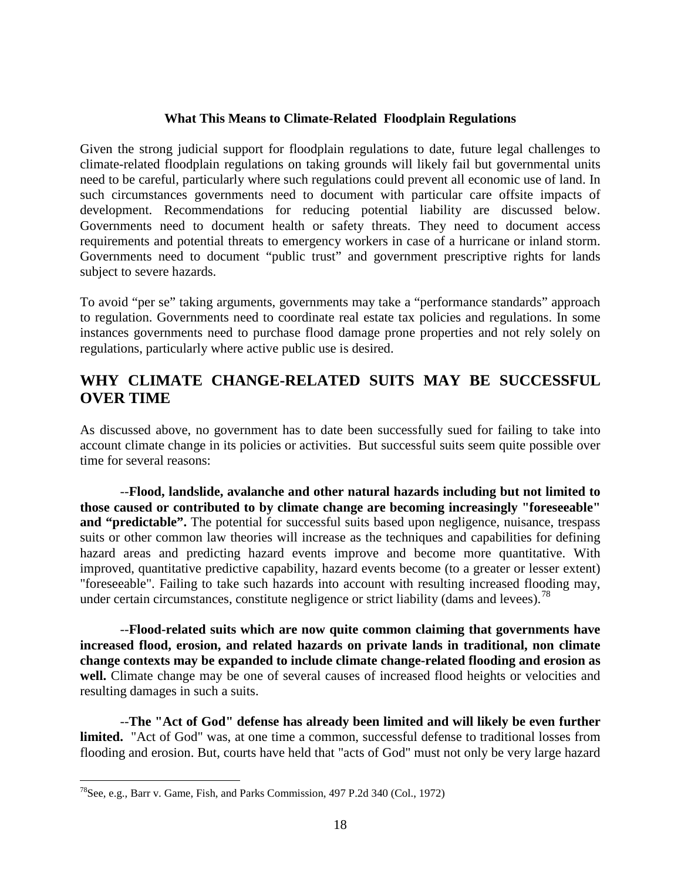### What This Means to Climate-Related Floodplain Regulations

Given the strong judicial support for floodplain regulations to date, future legal challenges to climate-related floodplain regulations on taking grounds will likely fail but governmental units need to be careful, particularly where such regulations could prevent all economic use of land. In such circumstances governments need to document with particular care offsite impacts of development. Recommendations for reducing potential liability are discussed below. Governments need to document health or safety threats. They need to document access requirements and potential threats to emergency workers in case of a hurricane or inland storm. Governments need to document "public trust" and government prescriptive rights for lands subject to severe hazards.

To avoid "per se" taking arguments, governments may take a "performance standards" approach to regulation. Governments need to coordinate real estate tax policies and regulations. In some instances governments need to purchase flood damage prone properties and not rely solely on regulations, particularly where active public use is desired.

## WHY CLIMATE CHANGE-RELATED SUITS MAY BE SUCCESSFUL OVER TIME

As discussed above, no government has to date been successfully sued for failing to take into account climate change in its policies or activities. But successful suits seem quite possible over time for several reasons:

--**Flood, landslide, avalanche and other natural hazards including but not limited to those caused or contributed to by climate change are becoming increasingly "foreseeable" and "predictable".** The potential for successful suits based upon negligence, nuisance, trespass suits or other common law theories will increase as the techniques and capabilities for defining hazard areas and predicting hazard events improve and become more quantitative. With improved, quantitative predictive capability, hazard events become (to a greater or lesser extent) "foreseeable". Failing to take such hazards into account with resulting increased flooding may, under certain circumstances, constitute negligence or strict liability (dams and levees).[78]

--**Flood-related suits which are now quite common claiming that governments have increased flood, erosion, and related hazards on private lands in traditional, non climate change contexts may be expanded to include climate change-related flooding and erosion as well.** Climate change may be one of several causes of increased flood heights or velocities and resulting damages in such a suits.

--**The "Act of God" defense has already been limited and will likely be even further limited.** "Act of God" was, at one time a common, successful defense to traditional losses from flooding and erosion. But, courts have held that "acts of God" must not only be very large hazard

[78]See, e.g., Barr v. Game, Fish, and Parks Commission, 497 P.2d 340 (Col., 1972)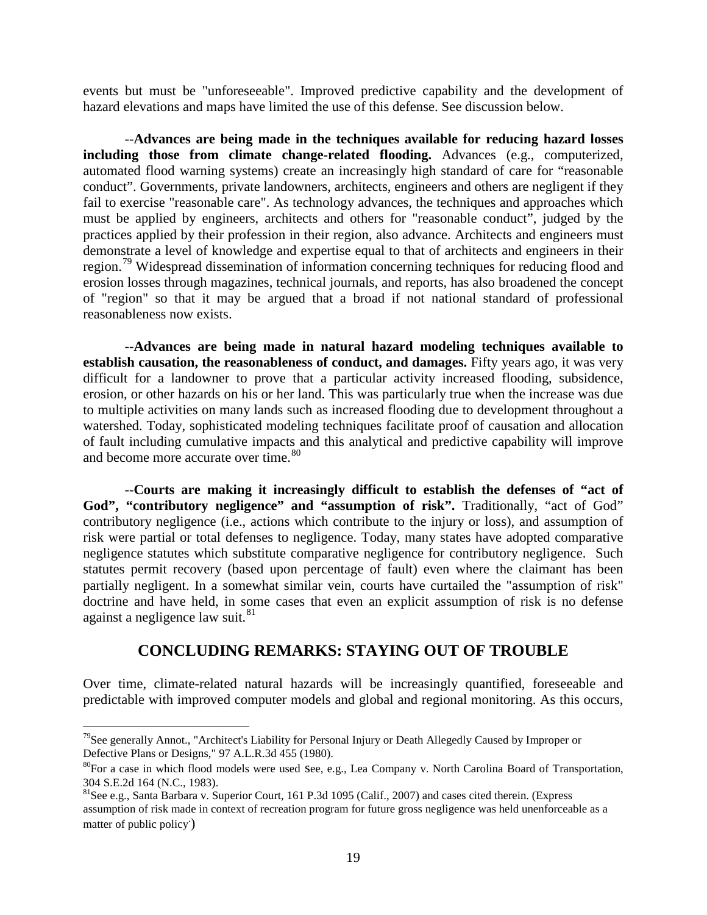events but must be "unforeseeable". Improved predictive capability and the development of hazard elevations and maps have limited the use of this defense. See discussion below.

--**Advances are being made in the techniques available for reducing hazard losses including those from climate change-related flooding.** Advances (e.g., computerized, automated flood warning systems) create an increasingly high standard of care for "reasonable conduct". Governments, private landowners, architects, engineers and others are negligent if they fail to exercise "reasonable care". As technology advances, the techniques and approaches which must be applied by engineers, architects and others for "reasonable conduct", judged by the practices applied by their profession in their region, also advance. Architects and engineers must demonstrate a level of knowledge and expertise equal to that of architects and engineers in their region.[79] Widespread dissemination of information concerning techniques for reducing flood and erosion losses through magazines, technical journals, and reports, has also broadened the concept of "region" so that it may be argued that a broad if not national standard of professional reasonableness now exists.

--**Advances are being made in natural hazard modeling techniques available to establish causation, the reasonableness of conduct, and damages.** Fifty years ago, it was very difficult for a landowner to prove that a particular activity increased flooding, subsidence, erosion, or other hazards on his or her land. This was particularly true when the increase was due to multiple activities on many lands such as increased flooding due to development throughout a watershed. Today, sophisticated modeling techniques facilitate proof of causation and allocation of fault including cumulative impacts and this analytical and predictive capability will improve and become more accurate over time.[80]

--**Courts are making it increasingly difficult to establish the defenses of "act of God", "contributory negligence" and "assumption of risk".** Traditionally, "act of God" contributory negligence (i.e., actions which contribute to the injury or loss), and assumption of risk were partial or total defenses to negligence. Today, many states have adopted comparative negligence statutes which substitute comparative negligence for contributory negligence. Such statutes permit recovery (based upon percentage of fault) even where the claimant has been partially negligent. In a somewhat similar vein, courts have curtailed the "assumption of risk" doctrine and have held, in some cases that even an explicit assumption of risk is no defense against a negligence law suit.[81]

## CONCLUDING REMARKS: STAYING OUT OF TROUBLE

Over time, climate-related natural hazards will be increasingly quantified, foreseeable and predictable with improved computer models and global and regional monitoring. As this occurs,

---

[79] See generally Annot., "Architect's Liability for Personal Injury or Death Allegedly Caused by Improper or Defective Plans or Designs," 97 A.L.R.3d 455 (1980).

[80] For a case in which flood models were used see, e.g., Lea Company v. North Carolina Board of Transportation, 304 S.E.2d 164 (N.C., 1983).

[81] See e.g., Santa Barbara v. Superior Court, 161 P.3d 1095 (Calif., 2007) and cases cited therein. (Express assumption of risk made in context of recreation program for future gross negligence was held unenforceable as a matter of public policy.)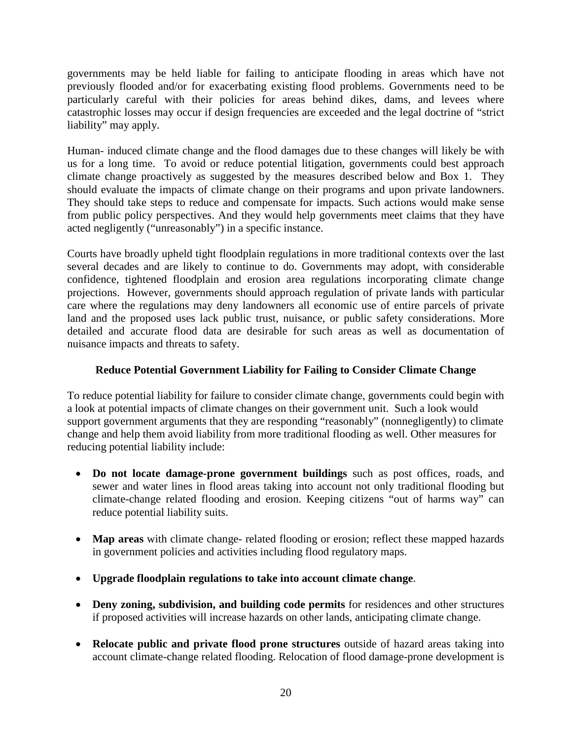governments may be held liable for failing to anticipate flooding in areas which have not previously flooded and/or for exacerbating existing flood problems. Governments need to be particularly careful with their policies for areas behind dikes, dams, and levees where catastrophic losses may occur if design frequencies are exceeded and the legal doctrine of "strict liability" may apply.

Human- induced climate change and the flood damages due to these changes will likely be with us for a long time. To avoid or reduce potential litigation, governments could best approach climate change proactively as suggested by the measures described below and Box 1. They should evaluate the impacts of climate change on their programs and upon private landowners. They should take steps to reduce and compensate for impacts. Such actions would make sense from public policy perspectives. And they would help governments meet claims that they have acted negligently ("unreasonably") in a specific instance.

Courts have broadly upheld tight floodplain regulations in more traditional contexts over the last several decades and are likely to continue to do. Governments may adopt, with considerable confidence, tightened floodplain and erosion area regulations incorporating climate change projections. However, governments should approach regulation of private lands with particular care where the regulations may deny landowners all economic use of entire parcels of private land and the proposed uses lack public trust, nuisance, or public safety considerations. More detailed and accurate flood data are desirable for such areas as well as documentation of nuisance impacts and threats to safety.

### Reduce Potential Government Liability for Failing to Consider Climate Change

To reduce potential liability for failure to consider climate change, governments could begin with a look at potential impacts of climate changes on their government unit. Such a look would support government arguments that they are responding "reasonably" (nonnegligently) to climate change and help them avoid liability from more traditional flooding as well. Other measures for reducing potential liability include:

- **Do not locate damage-prone government buildings** such as post offices, roads, and sewer and water lines in flood areas taking into account not only traditional flooding but climate-change related flooding and erosion. Keeping citizens "out of harms way" can reduce potential liability suits.

- **Map areas** with climate change- related flooding or erosion; reflect these mapped hazards in government policies and activities including flood regulatory maps.

- **Upgrade floodplain regulations to take into account climate change**.

- **Deny zoning, subdivision, and building code permits** for residences and other structures if proposed activities will increase hazards on other lands, anticipating climate change.

- **Relocate public and private flood prone structures** outside of hazard areas taking into account climate-change related flooding. Relocation of flood damage-prone development is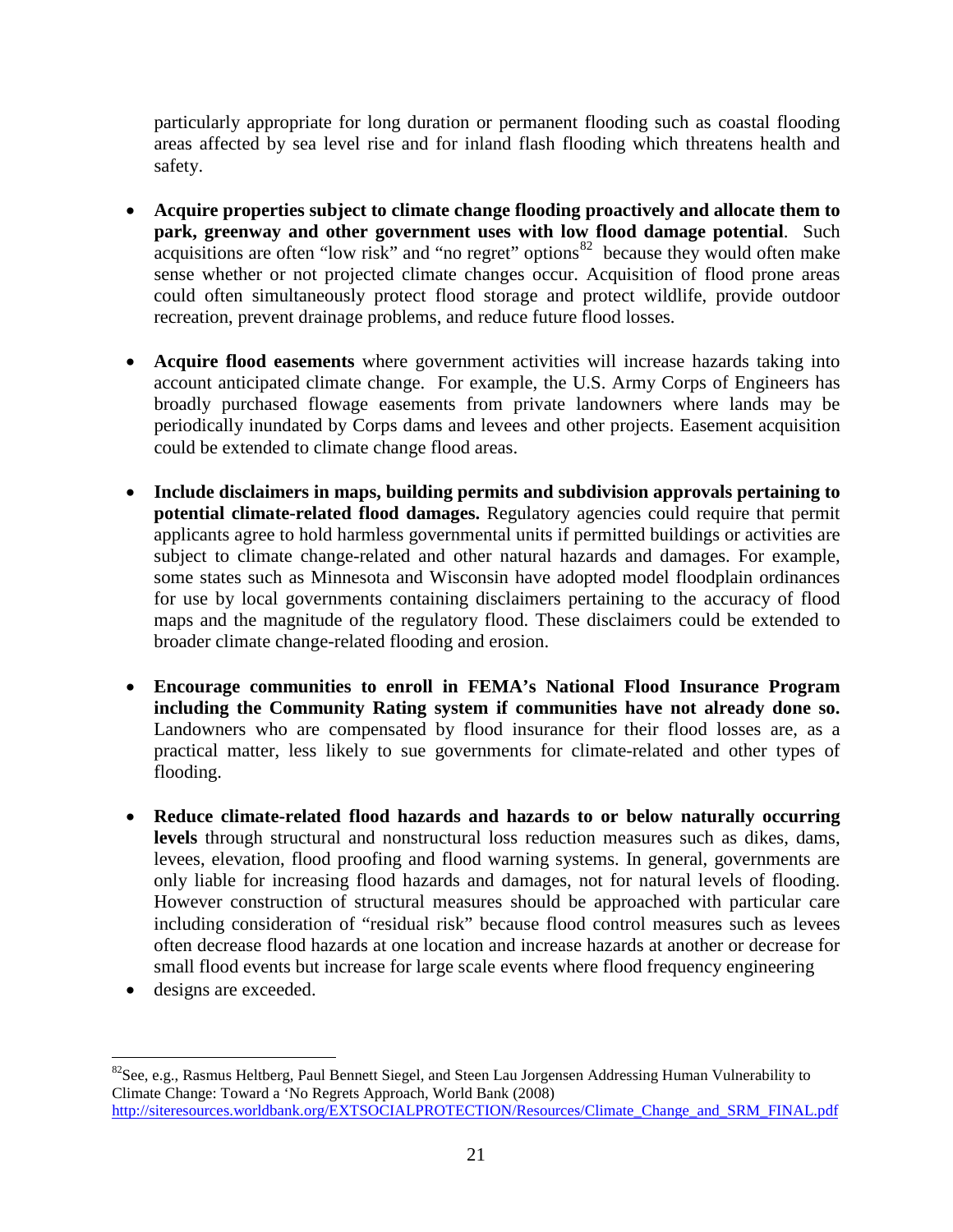particularly appropriate for long duration or permanent flooding such as coastal flooding areas affected by sea level rise and for inland flash flooding which threatens health and safety.

- **Acquire properties subject to climate change flooding proactively and allocate them to park, greenway and other government uses with low flood damage potential**. Such acquisitions are often "low risk" and "no regret" options[82] because they would often make sense whether or not projected climate changes occur. Acquisition of flood prone areas could often simultaneously protect flood storage and protect wildlife, provide outdoor recreation, prevent drainage problems, and reduce future flood losses.

- **Acquire flood easements** where government activities will increase hazards taking into account anticipated climate change. For example, the U.S. Army Corps of Engineers has broadly purchased flowage easements from private landowners where lands may be periodically inundated by Corps dams and levees and other projects. Easement acquisition could be extended to climate change flood areas.

- **Include disclaimers in maps, building permits and subdivision approvals pertaining to potential climate-related flood damages.** Regulatory agencies could require that permit applicants agree to hold harmless governmental units if permitted buildings or activities are subject to climate change-related and other natural hazards and damages. For example, some states such as Minnesota and Wisconsin have adopted model floodplain ordinances for use by local governments containing disclaimers pertaining to the accuracy of flood maps and the magnitude of the regulatory flood. These disclaimers could be extended to broader climate change-related flooding and erosion.

- **Encourage communities to enroll in FEMA's National Flood Insurance Program including the Community Rating system if communities have not already done so.** Landowners who are compensated by flood insurance for their flood losses are, as a practical matter, less likely to sue governments for climate-related and other types of flooding.

- **Reduce climate-related flood hazards and hazards to or below naturally occurring levels** through structural and nonstructural loss reduction measures such as dikes, dams, levees, elevation, flood proofing and flood warning systems. In general, governments are only liable for increasing flood hazards and damages, not for natural levels of flooding. However construction of structural measures should be approached with particular care including consideration of "residual risk" because flood control measures such as levees often decrease flood hazards at one location and increase hazards at another or decrease for small flood events but increase for large scale events where flood frequency engineering

- designs are exceeded.

---

[82] See, e.g., Rasmus Heltberg, Paul Bennett Siegel, and Steen Lau Jorgensen Addressing Human Vulnerability to Climate Change: Toward a 'No Regrets Approach, World Bank (2008) http://siteresources.worldbank.org/EXTSOCIALPROTECTION/Resources/Climate_Change_and_SRM_FINAL.pdf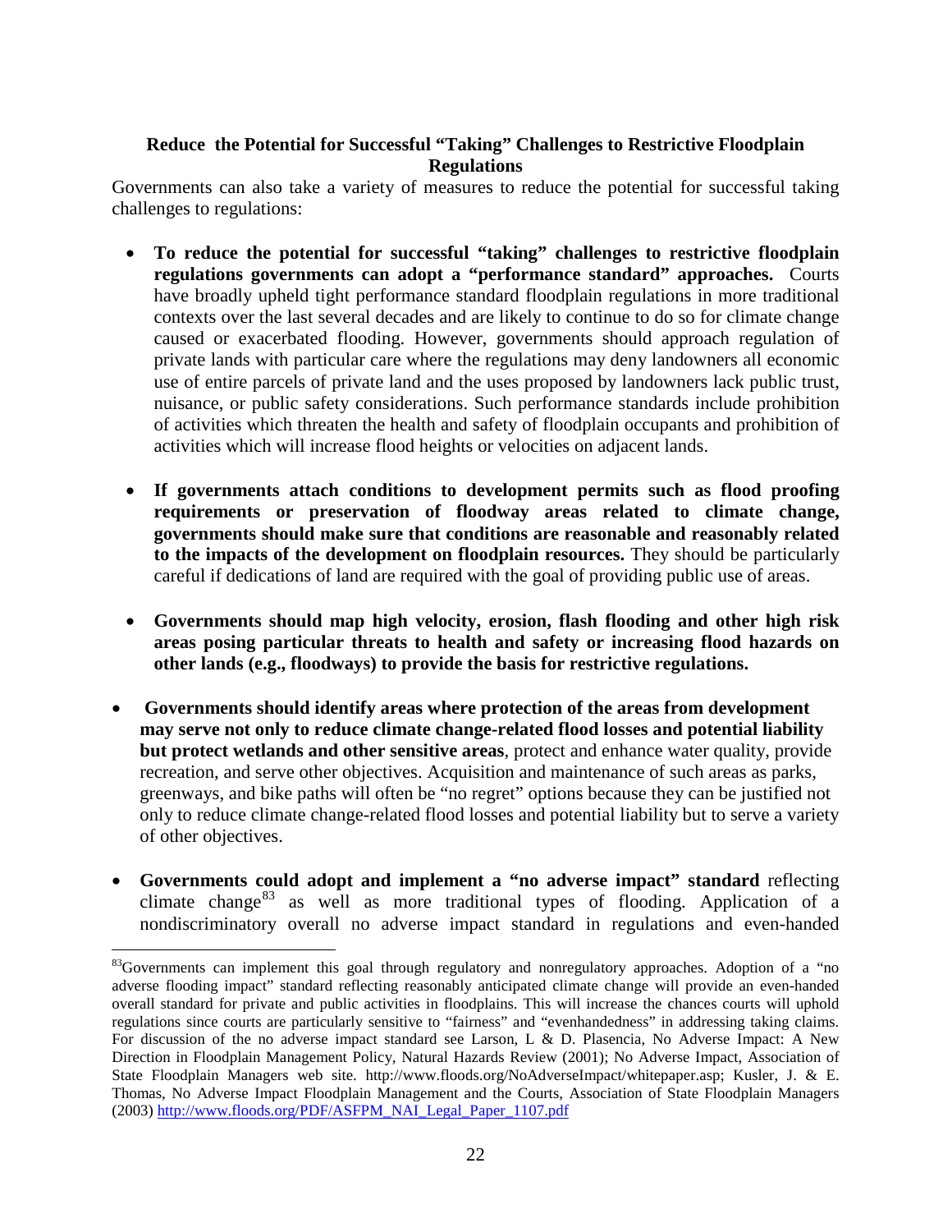### Reduce the Potential for Successful "Taking" Challenges to Restrictive Floodplain Regulations

Governments can also take a variety of measures to reduce the potential for successful taking challenges to regulations:

- **To reduce the potential for successful "taking" challenges to restrictive floodplain regulations governments can adopt a "performance standard" approaches.** Courts have broadly upheld tight performance standard floodplain regulations in more traditional contexts over the last several decades and are likely to continue to do so for climate change caused or exacerbated flooding. However, governments should approach regulation of private lands with particular care where the regulations may deny landowners all economic use of entire parcels of private land and the uses proposed by landowners lack public trust, nuisance, or public safety considerations. Such performance standards include prohibition of activities which threaten the health and safety of floodplain occupants and prohibition of activities which will increase flood heights or velocities on adjacent lands.

- **If governments attach conditions to development permits such as flood proofing requirements or preservation of floodway areas related to climate change, governments should make sure that conditions are reasonable and reasonably related to the impacts of the development on floodplain resources.** They should be particularly careful if dedications of land are required with the goal of providing public use of areas.

- **Governments should map high velocity, erosion, flash flooding and other high risk areas posing particular threats to health and safety or increasing flood hazards on other lands (e.g., floodways) to provide the basis for restrictive regulations.**

- **Governments should identify areas where protection of the areas from development may serve not only to reduce climate change-related flood losses and potential liability but protect wetlands and other sensitive areas**, protect and enhance water quality, provide recreation, and serve other objectives. Acquisition and maintenance of such areas as parks, greenways, and bike paths will often be "no regret" options because they can be justified not only to reduce climate change-related flood losses and potential liability but to serve a variety of other objectives.

- **Governments could adopt and implement a "no adverse impact" standard** reflecting climate change[83] as well as more traditional types of flooding. Application of a nondiscriminatory overall no adverse impact standard in regulations and even-handed

[83] Governments can implement this goal through regulatory and nonregulatory approaches. Adoption of a "no adverse flooding impact" standard reflecting reasonably anticipated climate change will provide an even-handed overall standard for private and public activities in floodplains. This will increase the chances courts will uphold regulations since courts are particularly sensitive to "fairness" and "evenhandedness" in addressing taking claims. For discussion of the no adverse impact standard see Larson, L & D. Plasencia, No Adverse Impact: A New Direction in Floodplain Management Policy, Natural Hazards Review (2001); No Adverse Impact, Association of State Floodplain Managers web site. http://www.floods.org/NoAdverseImpact/whitepaper.asp; Kusler, J. & E. Thomas, No Adverse Impact Floodplain Management and the Courts, Association of State Floodplain Managers (2003) http://www.floods.org/PDF/ASFPM_NAI_Legal_Paper_1107.pdf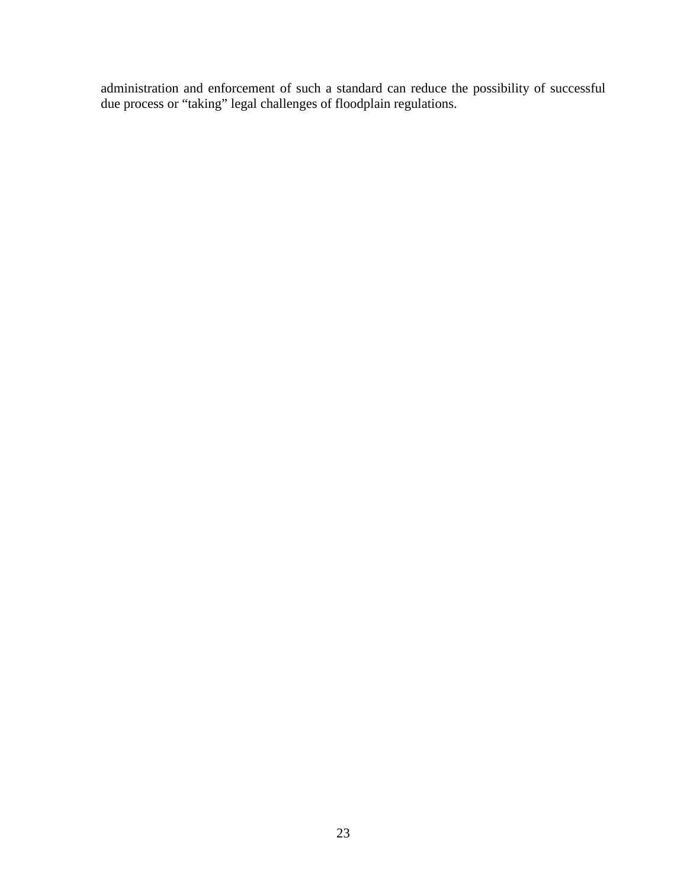administration and enforcement of such a standard can reduce the possibility of successful due process or “taking” legal challenges of floodplain regulations.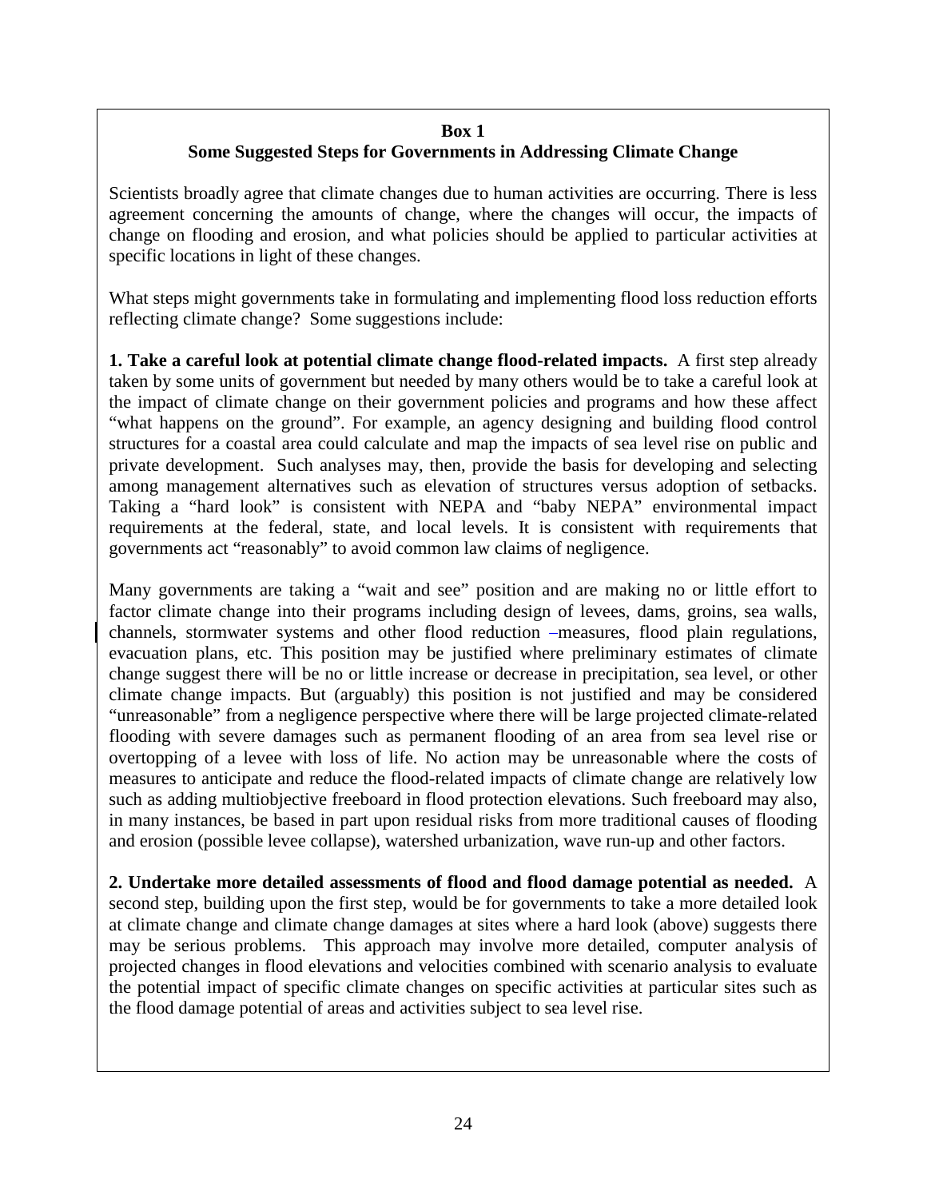**Box 1**

**Some Suggested Steps for Governments in Addressing Climate Change**

Scientists broadly agree that climate changes due to human activities are occurring. There is less agreement concerning the amounts of change, where the changes will occur, the impacts of change on flooding and erosion, and what policies should be applied to particular activities at specific locations in light of these changes.

What steps might governments take in formulating and implementing flood loss reduction efforts reflecting climate change? Some suggestions include:

**1. Take a careful look at potential climate change flood-related impacts.** A first step already taken by some units of government but needed by many others would be to take a careful look at the impact of climate change on their government policies and programs and how these affect "what happens on the ground". For example, an agency designing and building flood control structures for a coastal area could calculate and map the impacts of sea level rise on public and private development. Such analyses may, then, provide the basis for developing and selecting among management alternatives such as elevation of structures versus adoption of setbacks. Taking a "hard look" is consistent with NEPA and "baby NEPA" environmental impact requirements at the federal, state, and local levels. It is consistent with requirements that governments act "reasonably" to avoid common law claims of negligence.

Many governments are taking a "wait and see" position and are making no or little effort to factor climate change into their programs including design of levees, dams, groins, sea walls, channels, stormwater systems and other flood reduction –measures, flood plain regulations, evacuation plans, etc. This position may be justified where preliminary estimates of climate change suggest there will be no or little increase or decrease in precipitation, sea level, or other climate change impacts. But (arguably) this position is not justified and may be considered "unreasonable" from a negligence perspective where there will be large projected climate-related flooding with severe damages such as permanent flooding of an area from sea level rise or overtopping of a levee with loss of life. No action may be unreasonable where the costs of measures to anticipate and reduce the flood-related impacts of climate change are relatively low such as adding multiobjective freeboard in flood protection elevations. Such freeboard may also, in many instances, be based in part upon residual risks from more traditional causes of flooding and erosion (possible levee collapse), watershed urbanization, wave run-up and other factors.

**2. Undertake more detailed assessments of flood and flood damage potential as needed.** A second step, building upon the first step, would be for governments to take a more detailed look at climate change and climate change damages at sites where a hard look (above) suggests there may be serious problems. This approach may involve more detailed, computer analysis of projected changes in flood elevations and velocities combined with scenario analysis to evaluate the potential impact of specific climate changes on specific activities at particular sites such as the flood damage potential of areas and activities subject to sea level rise.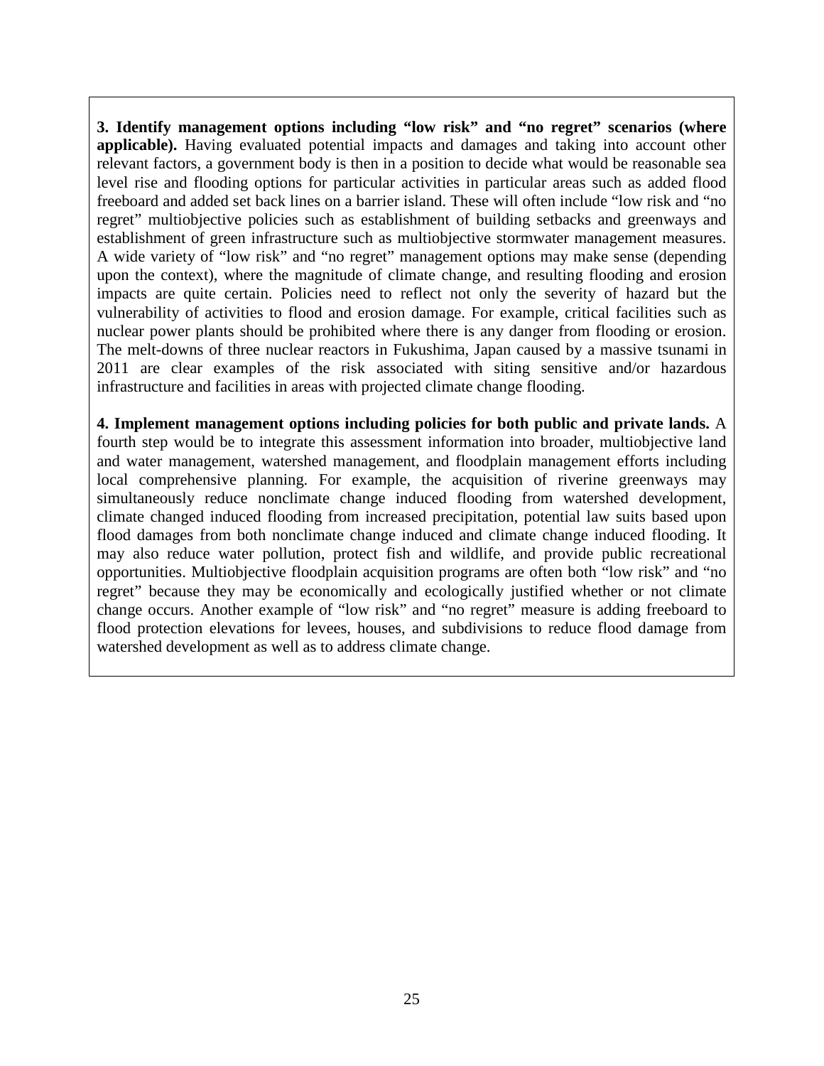**3. Identify management options including "low risk" and "no regret" scenarios (where applicable).** Having evaluated potential impacts and damages and taking into account other relevant factors, a government body is then in a position to decide what would be reasonable sea level rise and flooding options for particular activities in particular areas such as added flood freeboard and added set back lines on a barrier island. These will often include "low risk and "no regret" multiobjective policies such as establishment of building setbacks and greenways and establishment of green infrastructure such as multiobjective stormwater management measures. A wide variety of "low risk" and "no regret" management options may make sense (depending upon the context), where the magnitude of climate change, and resulting flooding and erosion impacts are quite certain. Policies need to reflect not only the severity of hazard but the vulnerability of activities to flood and erosion damage. For example, critical facilities such as nuclear power plants should be prohibited where there is any danger from flooding or erosion. The melt-downs of three nuclear reactors in Fukushima, Japan caused by a massive tsunami in 2011 are clear examples of the risk associated with siting sensitive and/or hazardous infrastructure and facilities in areas with projected climate change flooding.

**4. Implement management options including policies for both public and private lands.** A fourth step would be to integrate this assessment information into broader, multiobjective land and water management, watershed management, and floodplain management efforts including local comprehensive planning. For example, the acquisition of riverine greenways may simultaneously reduce nonclimate change induced flooding from watershed development, climate changed induced flooding from increased precipitation, potential law suits based upon flood damages from both nonclimate change induced and climate change induced flooding. It may also reduce water pollution, protect fish and wildlife, and provide public recreational opportunities. Multiobjective floodplain acquisition programs are often both "low risk" and "no regret" because they may be economically and ecologically justified whether or not climate change occurs. Another example of "low risk" and "no regret" measure is adding freeboard to flood protection elevations for levees, houses, and subdivisions to reduce flood damage from watershed development as well as to address climate change.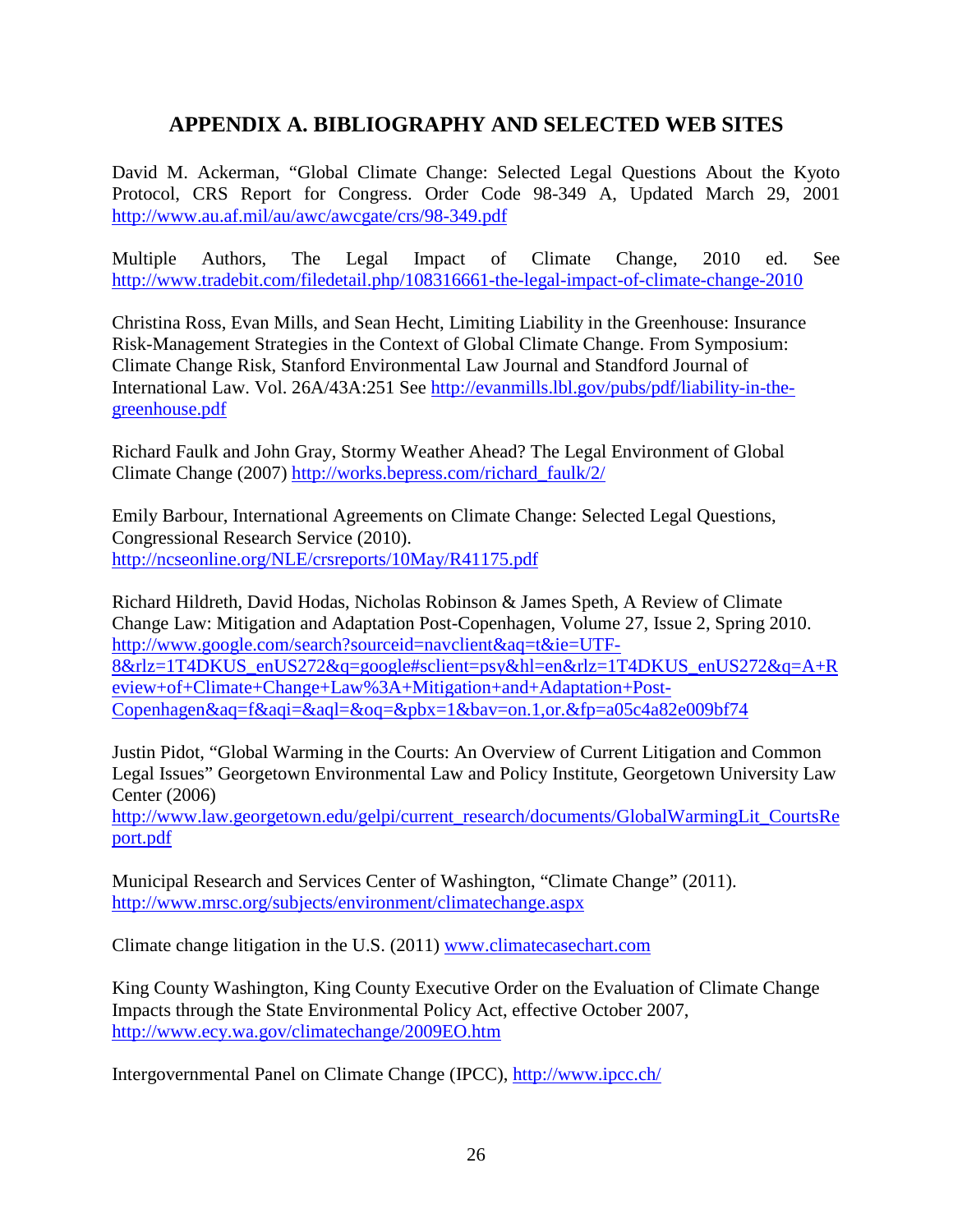## APPENDIX A. BIBLIOGRAPHY AND SELECTED WEB SITES

David M. Ackerman, "Global Climate Change: Selected Legal Questions About the Kyoto Protocol, CRS Report for Congress. Order Code 98-349 A, Updated March 29, 2001 http://www.au.af.mil/au/awc/awcgate/crs/98-349.pdf

Multiple Authors, The Legal Impact of Climate Change, 2010 ed. See http://www.tradebit.com/filedetail.php/108316661-the-legal-impact-of-climate-change-2010

Christina Ross, Evan Mills, and Sean Hecht, Limiting Liability in the Greenhouse: Insurance Risk-Management Strategies in the Context of Global Climate Change. From Symposium: Climate Change Risk, Stanford Environmental Law Journal and Standford Journal of International Law. Vol. 26A/43A:251 See http://evanmills.lbl.gov/pubs/pdf/liability-in-the-greenhouse.pdf

Richard Faulk and John Gray, Stormy Weather Ahead? The Legal Environment of Global Climate Change (2007) http://works.bepress.com/richard_faulk/2/

Emily Barbour, International Agreements on Climate Change: Selected Legal Questions, Congressional Research Service (2010). http://ncseonline.org/NLE/crsreports/10May/R41175.pdf

Richard Hildreth, David Hodas, Nicholas Robinson & James Speth, A Review of Climate Change Law: Mitigation and Adaptation Post-Copenhagen, Volume 27, Issue 2, Spring 2010. http://www.google.com/search?sourceid=navclient&aq=t&ie=UTF-8&rlz=1T4DKUS_enUS272&q=google#sclient=psy&hl=en&rlz=1T4DKUS_enUS272&q=A+Review+of+Climate+Change+Law%3A+Mitigation+and+Adaptation+Post-Copenhagen&aq=f&aqi=&aql=&oq=&pbx=1&bav=on.1,or.&fp=a05c4a82e009bf74

Justin Pidot, "Global Warming in the Courts: An Overview of Current Litigation and Common Legal Issues" Georgetown Environmental Law and Policy Institute, Georgetown University Law Center (2006) http://www.law.georgetown.edu/gelpi/current_research/documents/GlobalWarmingLit_CourtsReport.pdf

Municipal Research and Services Center of Washington, "Climate Change" (2011). http://www.mrsc.org/subjects/environment/climatechange.aspx

Climate change litigation in the U.S. (2011) www.climatecasechart.com

King County Washington, King County Executive Order on the Evaluation of Climate Change Impacts through the State Environmental Policy Act, effective October 2007, http://www.ecy.wa.gov/climatechange/2009EO.htm

Intergovernmental Panel on Climate Change (IPCC), http://www.ipcc.ch/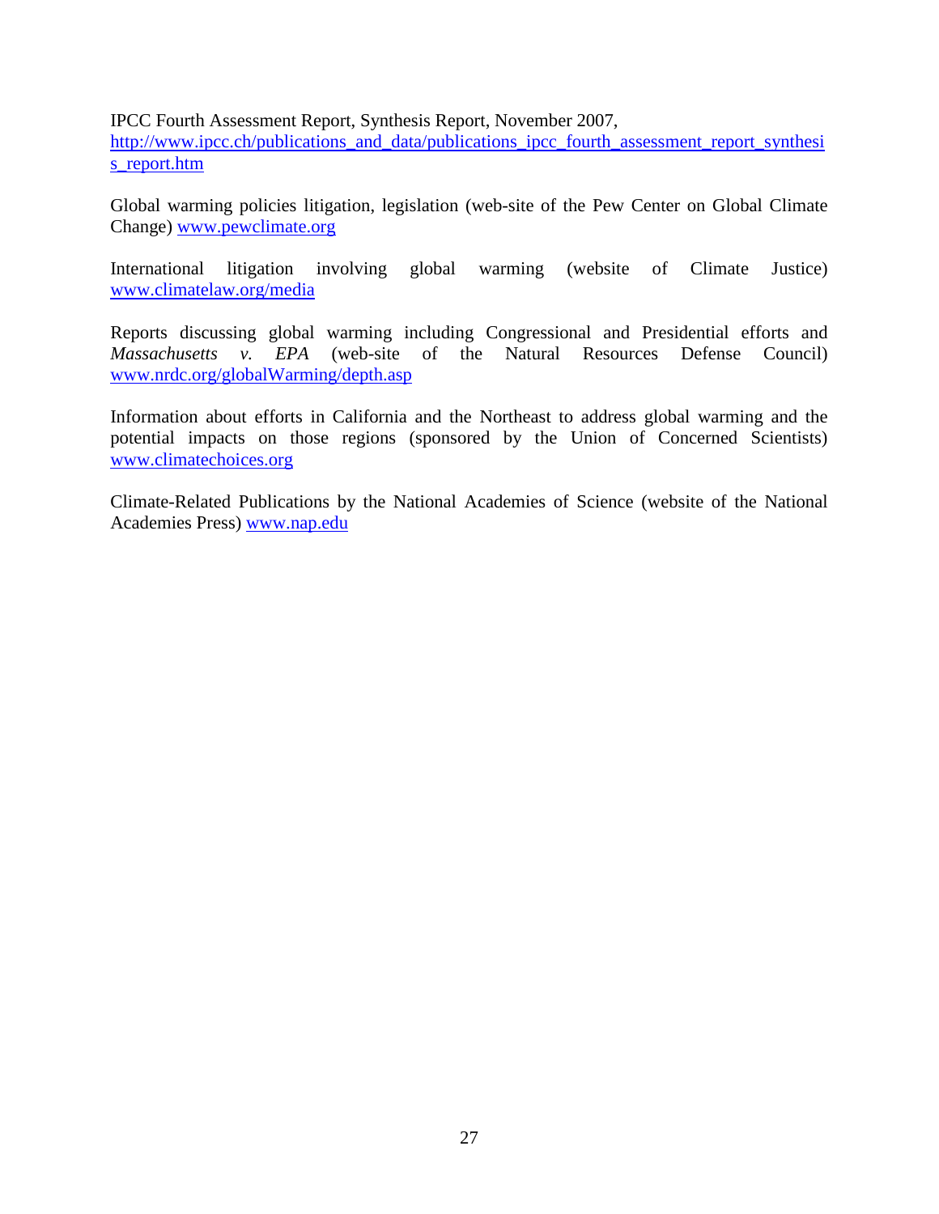IPCC Fourth Assessment Report, Synthesis Report, November 2007, http://www.ipcc.ch/publications_and_data/publications_ipcc_fourth_assessment_report_synthesis_report.htm

Global warming policies litigation, legislation (web-site of the Pew Center on Global Climate Change) www.pewclimate.org

International litigation involving global warming (website of Climate Justice) www.climatelaw.org/media

Reports discussing global warming including Congressional and Presidential efforts and *Massachusetts v. EPA* (web-site of the Natural Resources Defense Council) www.nrdc.org/globalWarming/depth.asp

Information about efforts in California and the Northeast to address global warming and the potential impacts on those regions (sponsored by the Union of Concerned Scientists) www.climatechoices.org

Climate-Related Publications by the National Academies of Science (website of the National Academies Press) www.nap.edu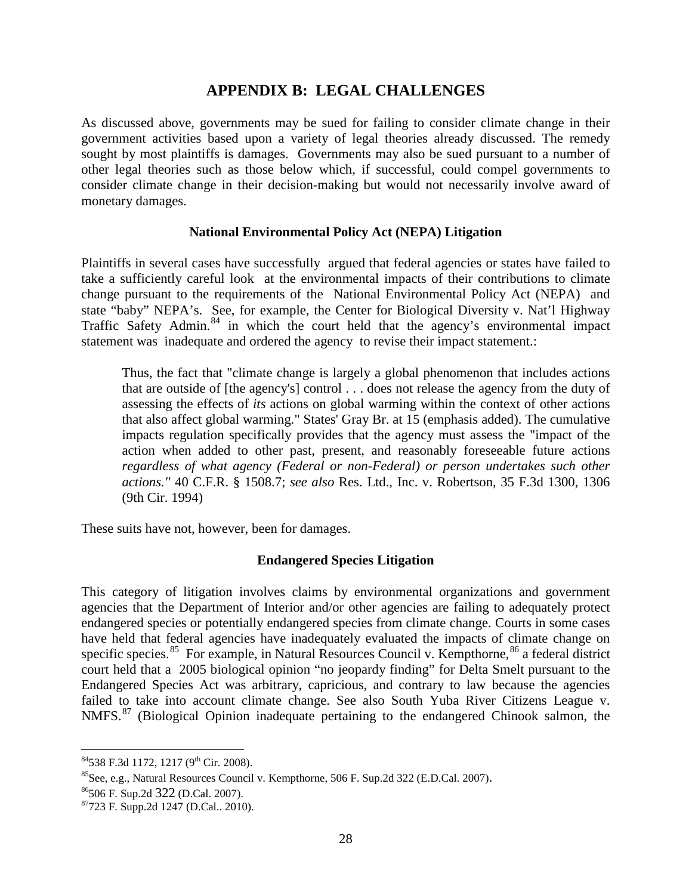# APPENDIX B: LEGAL CHALLENGES

As discussed above, governments may be sued for failing to consider climate change in their government activities based upon a variety of legal theories already discussed. The remedy sought by most plaintiffs is damages. Governments may also be sued pursuant to a number of other legal theories such as those below which, if successful, could compel governments to consider climate change in their decision-making but would not necessarily involve award of monetary damages.

### National Environmental Policy Act (NEPA) Litigation

Plaintiffs in several cases have successfully argued that federal agencies or states have failed to take a sufficiently careful look at the environmental impacts of their contributions to climate change pursuant to the requirements of the National Environmental Policy Act (NEPA) and state "baby" NEPA's. See, for example, the Center for Biological Diversity v. Nat'l Highway Traffic Safety Admin.[84] in which the court held that the agency's environmental impact statement was inadequate and ordered the agency to revise their impact statement.:

> Thus, the fact that "climate change is largely a global phenomenon that includes actions that are outside of [the agency's] control . . . does not release the agency from the duty of assessing the effects of *its* actions on global warming within the context of other actions that also affect global warming." States' Gray Br. at 15 (emphasis added). The cumulative impacts regulation specifically provides that the agency must assess the "impact of the action when added to other past, present, and reasonably foreseeable future actions *regardless of what agency (Federal or non-Federal) or person undertakes such other actions."* 40 C.F.R. § 1508.7; *see also* Res. Ltd., Inc. v. Robertson, 35 F.3d 1300, 1306 (9th Cir. 1994)

These suits have not, however, been for damages.

### Endangered Species Litigation

This category of litigation involves claims by environmental organizations and government agencies that the Department of Interior and/or other agencies are failing to adequately protect endangered species or potentially endangered species from climate change. Courts in some cases have held that federal agencies have inadequately evaluated the impacts of climate change on specific species.[85] For example, in Natural Resources Council v. Kempthorne,[86] a federal district court held that a 2005 biological opinion "no jeopardy finding" for Delta Smelt pursuant to the Endangered Species Act was arbitrary, capricious, and contrary to law because the agencies failed to take into account climate change. See also South Yuba River Citizens League v. NMFS.[87] (Biological Opinion inadequate pertaining to the endangered Chinook salmon, the

---

[84] 538 F.3d 1172, 1217 (9th Cir. 2008).

[85] See, e.g., Natural Resources Council v. Kempthorne, 506 F. Sup.2d 322 (E.D.Cal. 2007).

[86] 506 F. Sup.2d 322 (D.Cal. 2007).

[87] 723 F. Supp.2d 1247 (D.Cal.. 2010).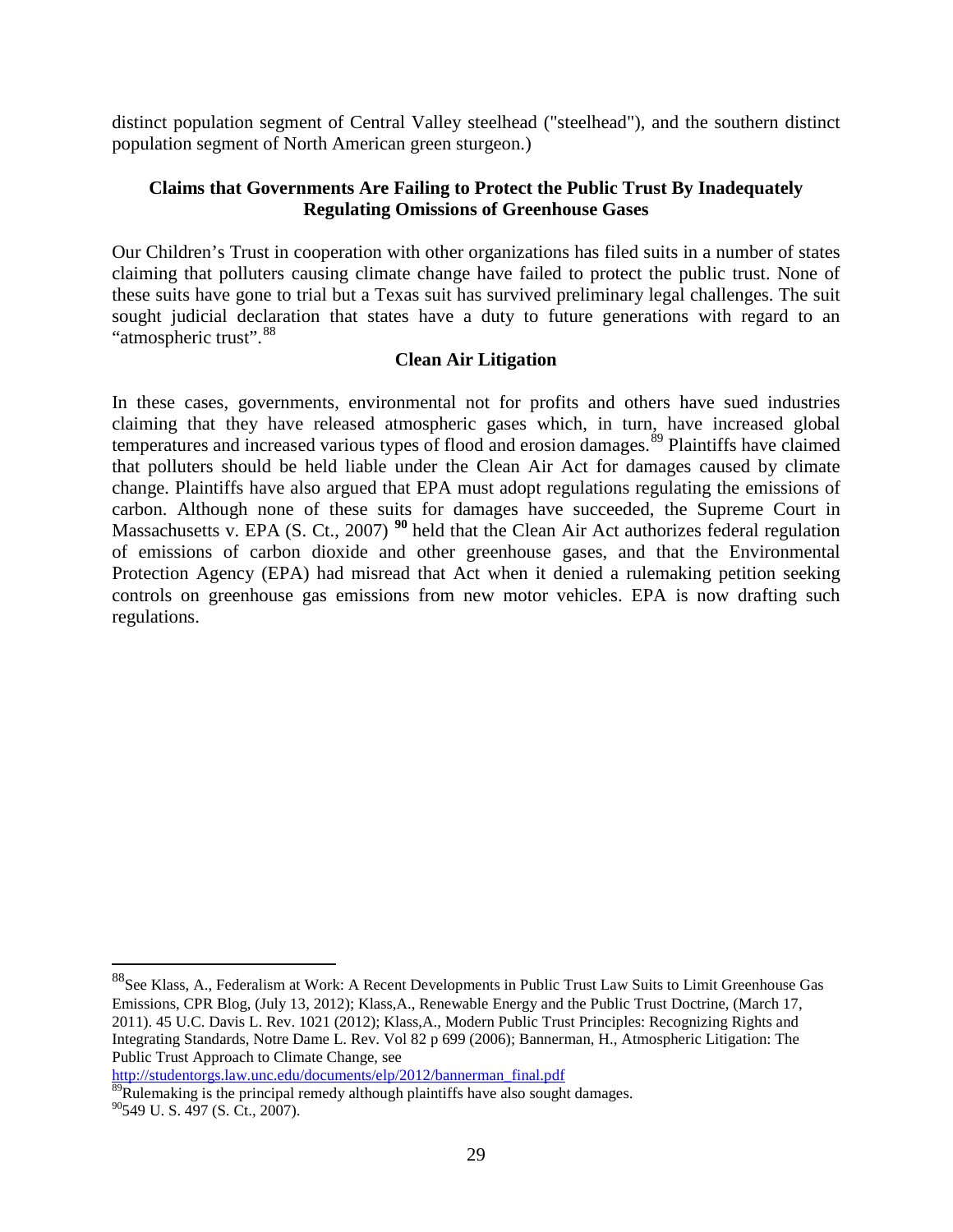distinct population segment of Central Valley steelhead ("steelhead"), and the southern distinct population segment of North American green sturgeon.)

**Claims that Governments Are Failing to Protect the Public Trust By Inadequately Regulating Omissions of Greenhouse Gases**

Our Children's Trust in cooperation with other organizations has filed suits in a number of states claiming that polluters causing climate change have failed to protect the public trust. None of these suits have gone to trial but a Texas suit has survived preliminary legal challenges. The suit sought judicial declaration that states have a duty to future generations with regard to an "atmospheric trust".[88]

**Clean Air Litigation**

In these cases, governments, environmental not for profits and others have sued industries claiming that they have released atmospheric gases which, in turn, have increased global temperatures and increased various types of flood and erosion damages.[89] Plaintiffs have claimed that polluters should be held liable under the Clean Air Act for damages caused by climate change. Plaintiffs have also argued that EPA must adopt regulations regulating the emissions of carbon. Although none of these suits for damages have succeeded, the Supreme Court in Massachusetts v. EPA (S. Ct., 2007) **[90]** held that the Clean Air Act authorizes federal regulation of emissions of carbon dioxide and other greenhouse gases, and that the Environmental Protection Agency (EPA) had misread that Act when it denied a rulemaking petition seeking controls on greenhouse gas emissions from new motor vehicles. EPA is now drafting such regulations.

---

[88] See Klass, A., Federalism at Work: A Recent Developments in Public Trust Law Suits to Limit Greenhouse Gas Emissions, CPR Blog, (July 13, 2012); Klass,A., Renewable Energy and the Public Trust Doctrine, (March 17, 2011). 45 U.C. Davis L. Rev. 1021 (2012); Klass,A., Modern Public Trust Principles: Recognizing Rights and Integrating Standards, Notre Dame L. Rev. Vol 82 p 699 (2006); Bannerman, H., Atmospheric Litigation: The Public Trust Approach to Climate Change, see http://studentorgs.law.unc.edu/documents/elp/2012/bannerman_final.pdf

[89] Rulemaking is the principal remedy although plaintiffs have also sought damages.

[90] 549 U. S. 497 (S. Ct., 2007).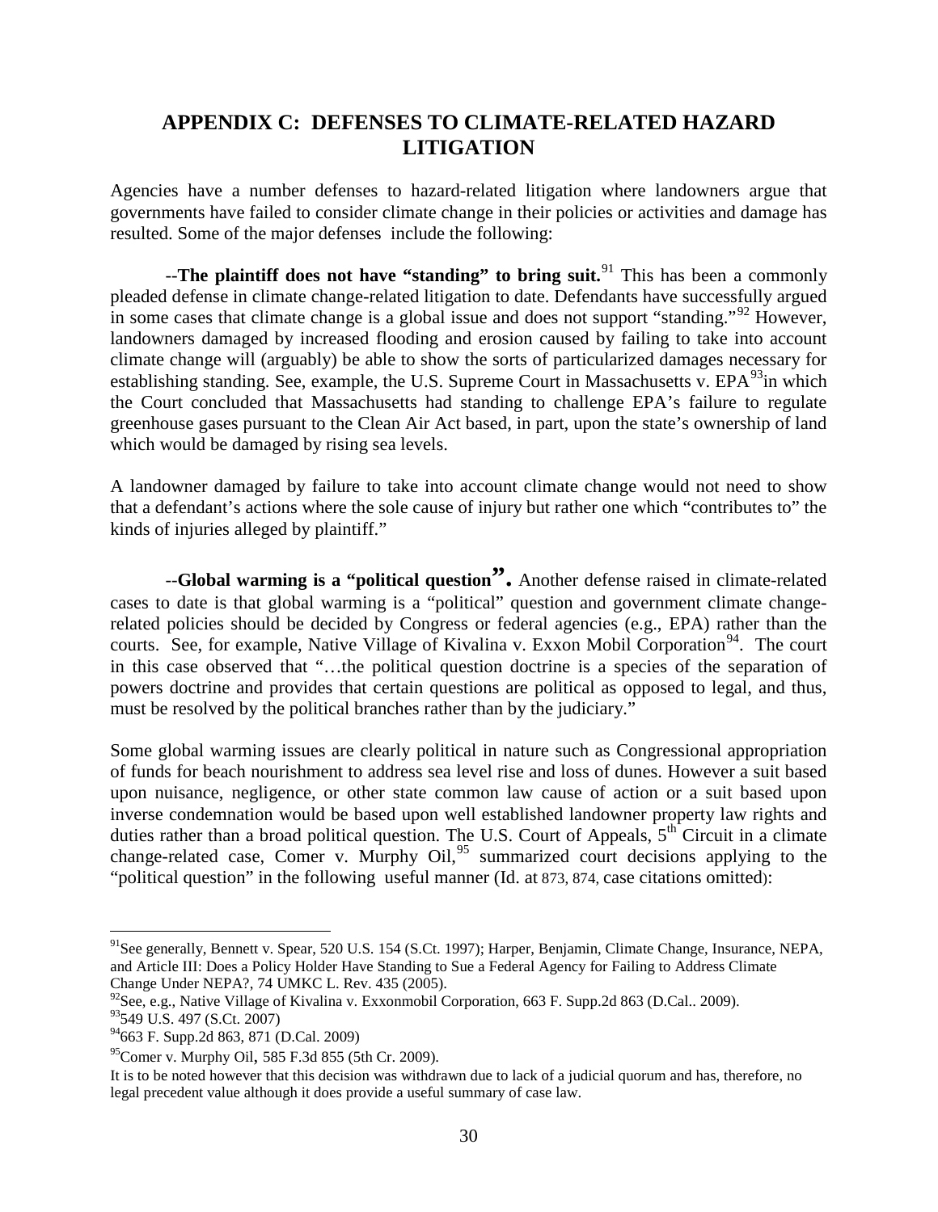## APPENDIX C: DEFENSES TO CLIMATE-RELATED HAZARD LITIGATION

Agencies have a number defenses to hazard-related litigation where landowners argue that governments have failed to consider climate change in their policies or activities and damage has resulted. Some of the major defenses include the following:

--**The plaintiff does not have "standing" to bring suit.**[91] This has been a commonly pleaded defense in climate change-related litigation to date. Defendants have successfully argued in some cases that climate change is a global issue and does not support "standing."[92] However, landowners damaged by increased flooding and erosion caused by failing to take into account climate change will (arguably) be able to show the sorts of particularized damages necessary for establishing standing. See, example, the U.S. Supreme Court in Massachusetts v. EPA[93]in which the Court concluded that Massachusetts had standing to challenge EPA's failure to regulate greenhouse gases pursuant to the Clean Air Act based, in part, upon the state's ownership of land which would be damaged by rising sea levels.

A landowner damaged by failure to take into account climate change would not need to show that a defendant's actions where the sole cause of injury but rather one which "contributes to" the kinds of injuries alleged by plaintiff."

--**Global warming is a "political question".** Another defense raised in climate-related cases to date is that global warming is a "political" question and government climate change-related policies should be decided by Congress or federal agencies (e.g., EPA) rather than the courts. See, for example, Native Village of Kivalina v. Exxon Mobil Corporation[94]. The court in this case observed that "…the political question doctrine is a species of the separation of powers doctrine and provides that certain questions are political as opposed to legal, and thus, must be resolved by the political branches rather than by the judiciary."

Some global warming issues are clearly political in nature such as Congressional appropriation of funds for beach nourishment to address sea level rise and loss of dunes. However a suit based upon nuisance, negligence, or other state common law cause of action or a suit based upon inverse condemnation would be based upon well established landowner property law rights and duties rather than a broad political question. The U.S. Court of Appeals, 5th Circuit in a climate change-related case, Comer v. Murphy Oil,[95] summarized court decisions applying to the "political question" in the following useful manner (Id. at 873, 874, case citations omitted):

---

[91] See generally, Bennett v. Spear, 520 U.S. 154 (S.Ct. 1997); Harper, Benjamin, Climate Change, Insurance, NEPA, and Article III: Does a Policy Holder Have Standing to Sue a Federal Agency for Failing to Address Climate Change Under NEPA?, 74 UMKC L. Rev. 435 (2005).

[92] See, e.g., Native Village of Kivalina v. Exxonmobil Corporation, 663 F. Supp.2d 863 (D.Cal.. 2009).

[93] 549 U.S. 497 (S.Ct. 2007)

[94] 663 F. Supp.2d 863, 871 (D.Cal. 2009)

[95] Comer v. Murphy Oil, 585 F.3d 855 (5th Cr. 2009).

It is to be noted however that this decision was withdrawn due to lack of a judicial quorum and has, therefore, no legal precedent value although it does provide a useful summary of case law.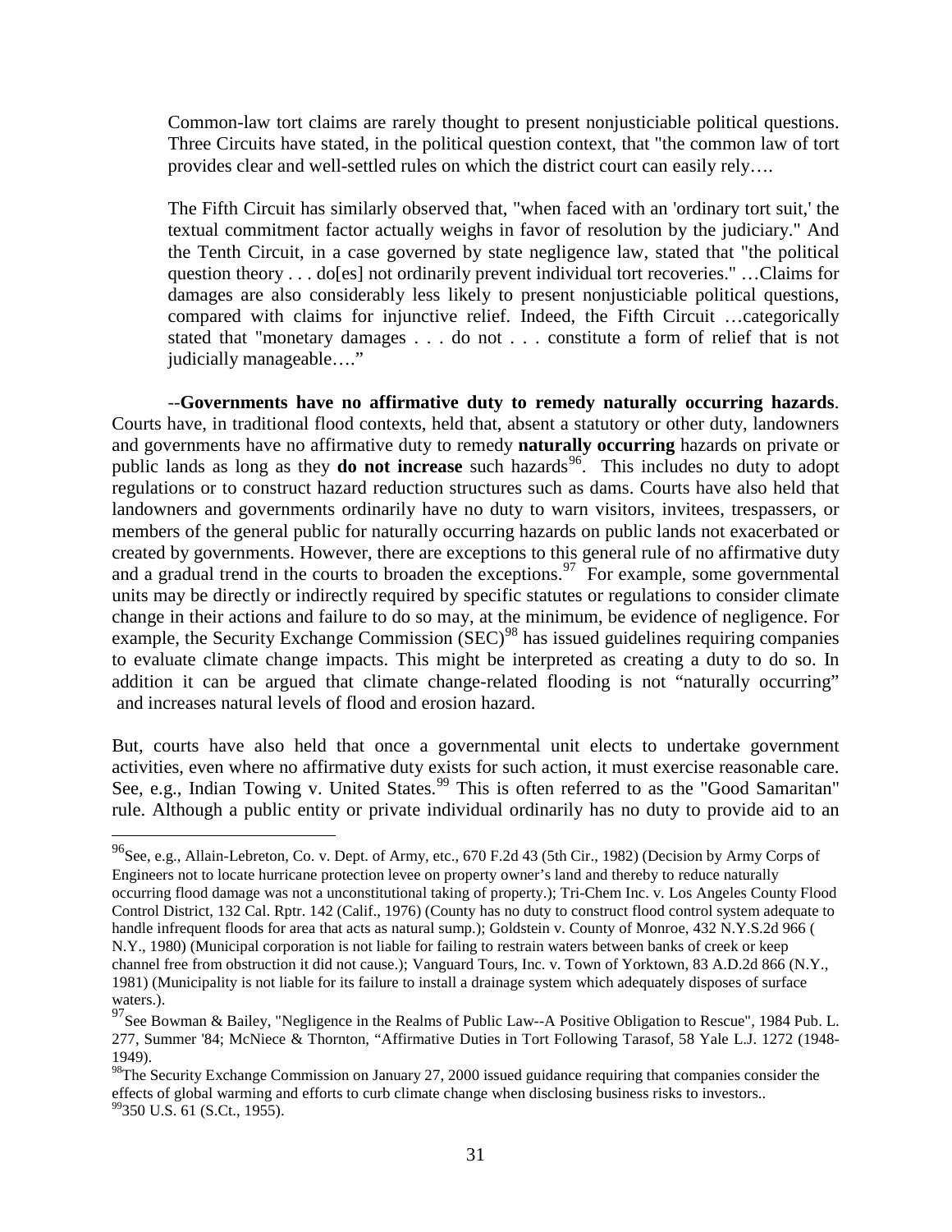> Common-law tort claims are rarely thought to present nonjusticiable political questions. Three Circuits have stated, in the political question context, that "the common law of tort provides clear and well-settled rules on which the district court can easily rely….
>
> The Fifth Circuit has similarly observed that, "when faced with an 'ordinary tort suit,' the textual commitment factor actually weighs in favor of resolution by the judiciary." And the Tenth Circuit, in a case governed by state negligence law, stated that "the political question theory . . . do[es] not ordinarily prevent individual tort recoveries." …Claims for damages are also considerably less likely to present nonjusticiable political questions, compared with claims for injunctive relief. Indeed, the Fifth Circuit …categorically stated that "monetary damages . . . do not . . . constitute a form of relief that is not judicially manageable…."

--**Governments have no affirmative duty to remedy naturally occurring hazards**. Courts have, in traditional flood contexts, held that, absent a statutory or other duty, landowners and governments have no affirmative duty to remedy **naturally occurring** hazards on private or public lands as long as they **do not increase** such hazards[96]. This includes no duty to adopt regulations or to construct hazard reduction structures such as dams. Courts have also held that landowners and governments ordinarily have no duty to warn visitors, invitees, trespassers, or members of the general public for naturally occurring hazards on public lands not exacerbated or created by governments. However, there are exceptions to this general rule of no affirmative duty and a gradual trend in the courts to broaden the exceptions.[97] For example, some governmental units may be directly or indirectly required by specific statutes or regulations to consider climate change in their actions and failure to do so may, at the minimum, be evidence of negligence. For example, the Security Exchange Commission (SEC)[98] has issued guidelines requiring companies to evaluate climate change impacts. This might be interpreted as creating a duty to do so. In addition it can be argued that climate change-related flooding is not "naturally occurring" and increases natural levels of flood and erosion hazard.

But, courts have also held that once a governmental unit elects to undertake government activities, even where no affirmative duty exists for such action, it must exercise reasonable care. See, e.g., Indian Towing v. United States.[99] This is often referred to as the "Good Samaritan" rule. Although a public entity or private individual ordinarily has no duty to provide aid to an

---

[96] See, e.g., Allain-Lebreton, Co. v. Dept. of Army, etc., 670 F.2d 43 (5th Cir., 1982) (Decision by Army Corps of Engineers not to locate hurricane protection levee on property owner's land and thereby to reduce naturally occurring flood damage was not a unconstitutional taking of property.); Tri-Chem Inc. v. Los Angeles County Flood Control District, 132 Cal. Rptr. 142 (Calif., 1976) (County has no duty to construct flood control system adequate to handle infrequent floods for area that acts as natural sump.); Goldstein v. County of Monroe, 432 N.Y.S.2d 966 ( N.Y., 1980) (Municipal corporation is not liable for failing to restrain waters between banks of creek or keep channel free from obstruction it did not cause.); Vanguard Tours, Inc. v. Town of Yorktown, 83 A.D.2d 866 (N.Y., 1981) (Municipality is not liable for its failure to install a drainage system which adequately disposes of surface waters.).

[97] See Bowman & Bailey, "Negligence in the Realms of Public Law--A Positive Obligation to Rescue", 1984 Pub. L. 277, Summer '84; McNiece & Thornton, "Affirmative Duties in Tort Following Tarasof, 58 Yale L.J. 1272 (1948-1949).

[98] The Security Exchange Commission on January 27, 2000 issued guidance requiring that companies consider the effects of global warming and efforts to curb climate change when disclosing business risks to investors..

[99] 350 U.S. 61 (S.Ct., 1955).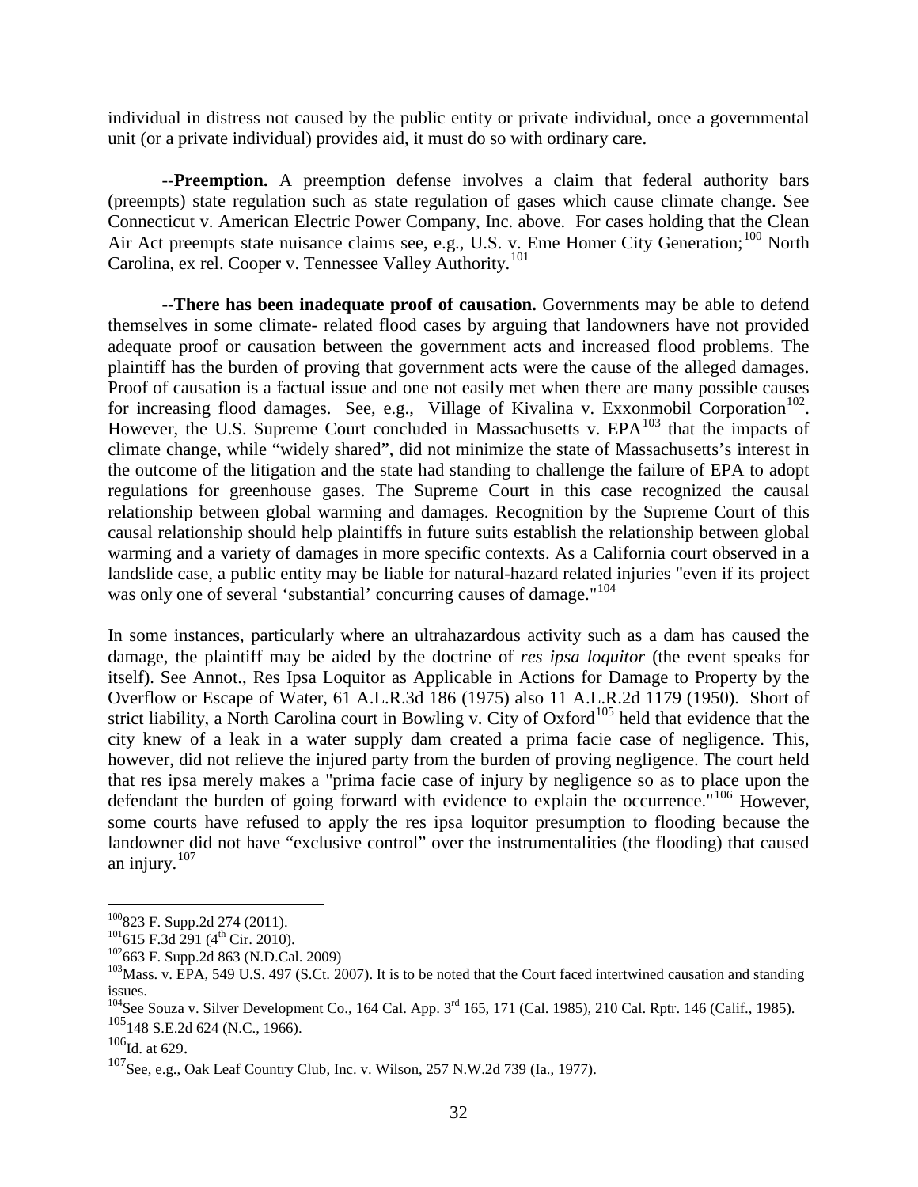individual in distress not caused by the public entity or private individual, once a governmental unit (or a private individual) provides aid, it must do so with ordinary care.

--**Preemption.** A preemption defense involves a claim that federal authority bars (preempts) state regulation such as state regulation of gases which cause climate change. See Connecticut v. American Electric Power Company, Inc. above. For cases holding that the Clean Air Act preempts state nuisance claims see, e.g., U.S. v. Eme Homer City Generation;[100] North Carolina, ex rel. Cooper v. Tennessee Valley Authority.[101]

--**There has been inadequate proof of causation.** Governments may be able to defend themselves in some climate- related flood cases by arguing that landowners have not provided adequate proof or causation between the government acts and increased flood problems. The plaintiff has the burden of proving that government acts were the cause of the alleged damages. Proof of causation is a factual issue and one not easily met when there are many possible causes for increasing flood damages. See, e.g., Village of Kivalina v. Exxonmobil Corporation[102]. However, the U.S. Supreme Court concluded in Massachusetts v. EPA[103] that the impacts of climate change, while "widely shared", did not minimize the state of Massachusetts's interest in the outcome of the litigation and the state had standing to challenge the failure of EPA to adopt regulations for greenhouse gases. The Supreme Court in this case recognized the causal relationship between global warming and damages. Recognition by the Supreme Court of this causal relationship should help plaintiffs in future suits establish the relationship between global warming and a variety of damages in more specific contexts. As a California court observed in a landslide case, a public entity may be liable for natural-hazard related injuries "even if its project was only one of several 'substantial' concurring causes of damage."[104]

In some instances, particularly where an ultrahazardous activity such as a dam has caused the damage, the plaintiff may be aided by the doctrine of *res ipsa loquitor* (the event speaks for itself). See Annot., Res Ipsa Loquitor as Applicable in Actions for Damage to Property by the Overflow or Escape of Water, 61 A.L.R.3d 186 (1975) also 11 A.L.R.2d 1179 (1950). Short of strict liability, a North Carolina court in Bowling v. City of Oxford[105] held that evidence that the city knew of a leak in a water supply dam created a prima facie case of negligence. This, however, did not relieve the injured party from the burden of proving negligence. The court held that res ipsa merely makes a "prima facie case of injury by negligence so as to place upon the defendant the burden of going forward with evidence to explain the occurrence."[106] However, some courts have refused to apply the res ipsa loquitor presumption to flooding because the landowner did not have "exclusive control" over the instrumentalities (the flooding) that caused an injury.[107]

---

[100] 823 F. Supp.2d 274 (2011).

[101] 615 F.3d 291 (4th Cir. 2010).

[102] 663 F. Supp.2d 863 (N.D.Cal. 2009)

[103] Mass. v. EPA, 549 U.S. 497 (S.Ct. 2007). It is to be noted that the Court faced intertwined causation and standing issues.

[104] See Souza v. Silver Development Co., 164 Cal. App. 3rd 165, 171 (Cal. 1985), 210 Cal. Rptr. 146 (Calif., 1985).

[105] 148 S.E.2d 624 (N.C., 1966).

[106] Id. at 629.

[107] See, e.g., Oak Leaf Country Club, Inc. v. Wilson, 257 N.W.2d 739 (Ia., 1977).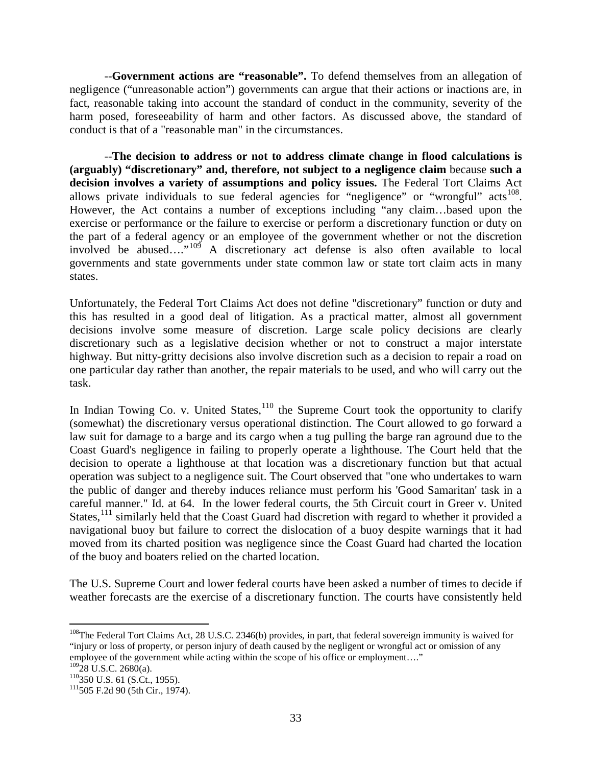--**Government actions are "reasonable".** To defend themselves from an allegation of negligence ("unreasonable action") governments can argue that their actions or inactions are, in fact, reasonable taking into account the standard of conduct in the community, severity of the harm posed, foreseeability of harm and other factors. As discussed above, the standard of conduct is that of a "reasonable man" in the circumstances.

--**The decision to address or not to address climate change in flood calculations is (arguably) "discretionary" and, therefore, not subject to a negligence claim** because **such a decision involves a variety of assumptions and policy issues.** The Federal Tort Claims Act allows private individuals to sue federal agencies for "negligence" or "wrongful" acts[108]. However, the Act contains a number of exceptions including "any claim…based upon the exercise or performance or the failure to exercise or perform a discretionary function or duty on the part of a federal agency or an employee of the government whether or not the discretion involved be abused…."[109] A discretionary act defense is also often available to local governments and state governments under state common law or state tort claim acts in many states.

Unfortunately, the Federal Tort Claims Act does not define "discretionary" function or duty and this has resulted in a good deal of litigation. As a practical matter, almost all government decisions involve some measure of discretion. Large scale policy decisions are clearly discretionary such as a legislative decision whether or not to construct a major interstate highway. But nitty-gritty decisions also involve discretion such as a decision to repair a road on one particular day rather than another, the repair materials to be used, and who will carry out the task.

In Indian Towing Co. v. United States,[110] the Supreme Court took the opportunity to clarify (somewhat) the discretionary versus operational distinction. The Court allowed to go forward a law suit for damage to a barge and its cargo when a tug pulling the barge ran aground due to the Coast Guard's negligence in failing to properly operate a lighthouse. The Court held that the decision to operate a lighthouse at that location was a discretionary function but that actual operation was subject to a negligence suit. The Court observed that "one who undertakes to warn the public of danger and thereby induces reliance must perform his 'Good Samaritan' task in a careful manner." Id. at 64. In the lower federal courts, the 5th Circuit court in Greer v. United States,[111] similarly held that the Coast Guard had discretion with regard to whether it provided a navigational buoy but failure to correct the dislocation of a buoy despite warnings that it had moved from its charted position was negligence since the Coast Guard had charted the location of the buoy and boaters relied on the charted location.

The U.S. Supreme Court and lower federal courts have been asked a number of times to decide if weather forecasts are the exercise of a discretionary function. The courts have consistently held

---

[108]The Federal Tort Claims Act, 28 U.S.C. 2346(b) provides, in part, that federal sovereign immunity is waived for "injury or loss of property, or person injury of death caused by the negligent or wrongful act or omission of any employee of the government while acting within the scope of his office or employment…."

[109]28 U.S.C. 2680(a).

[110]350 U.S. 61 (S.Ct., 1955).

[111]505 F.2d 90 (5th Cir., 1974).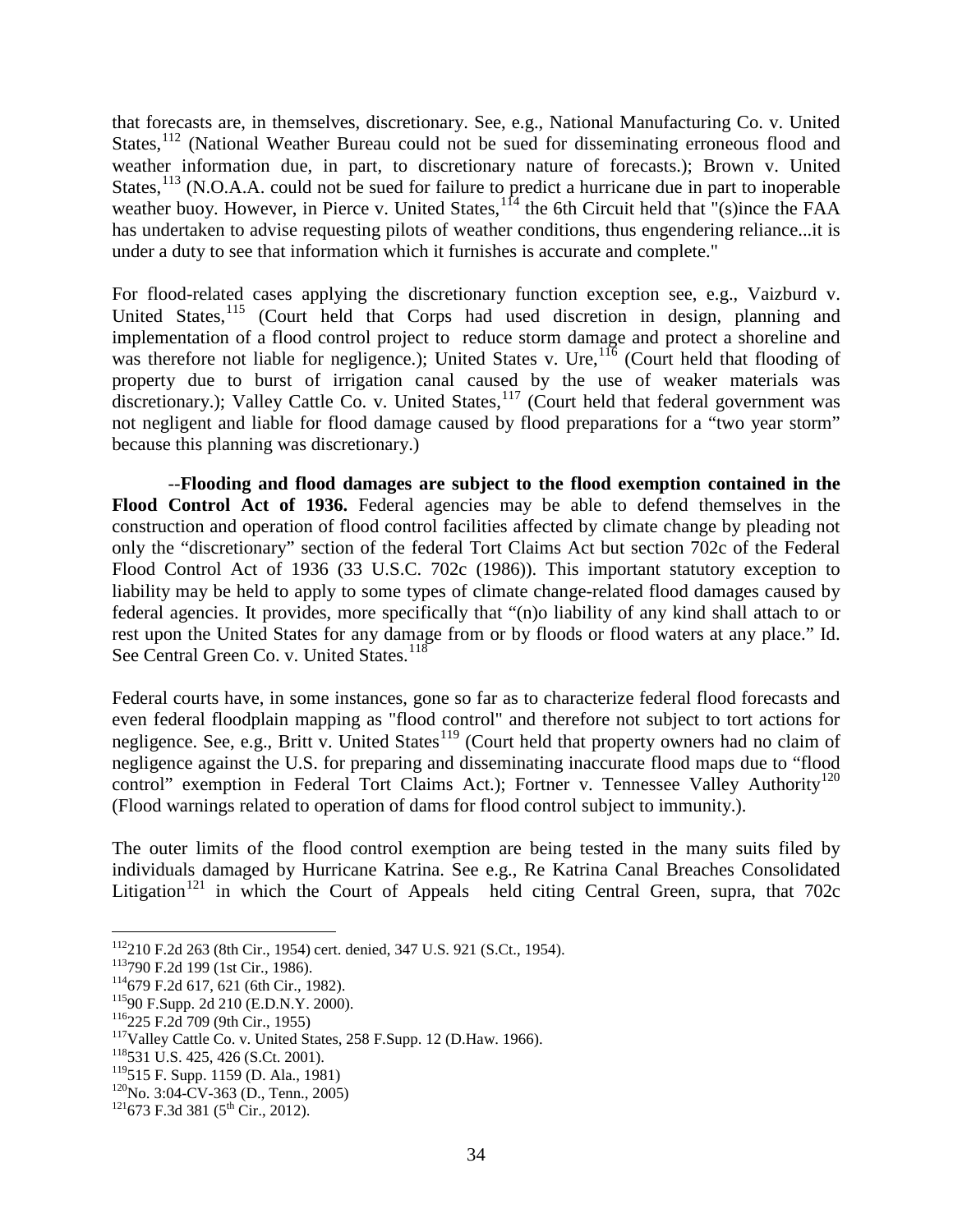that forecasts are, in themselves, discretionary. See, e.g., National Manufacturing Co. v. United States,[112] (National Weather Bureau could not be sued for disseminating erroneous flood and weather information due, in part, to discretionary nature of forecasts.); Brown v. United States,[113] (N.O.A.A. could not be sued for failure to predict a hurricane due in part to inoperable weather buoy. However, in Pierce v. United States,[114] the 6th Circuit held that "(s)ince the FAA has undertaken to advise requesting pilots of weather conditions, thus engendering reliance...it is under a duty to see that information which it furnishes is accurate and complete."

For flood-related cases applying the discretionary function exception see, e.g., Vaizburd v. United States,[115] (Court held that Corps had used discretion in design, planning and implementation of a flood control project to reduce storm damage and protect a shoreline and was therefore not liable for negligence.); United States v. Ure,[116] (Court held that flooding of property due to burst of irrigation canal caused by the use of weaker materials was discretionary.); Valley Cattle Co. v. United States,[117] (Court held that federal government was not negligent and liable for flood damage caused by flood preparations for a "two year storm" because this planning was discretionary.)

--**Flooding and flood damages are subject to the flood exemption contained in the Flood Control Act of 1936.** Federal agencies may be able to defend themselves in the construction and operation of flood control facilities affected by climate change by pleading not only the "discretionary" section of the federal Tort Claims Act but section 702c of the Federal Flood Control Act of 1936 (33 U.S.C. 702c (1986)). This important statutory exception to liability may be held to apply to some types of climate change-related flood damages caused by federal agencies. It provides, more specifically that "(n)o liability of any kind shall attach to or rest upon the United States for any damage from or by floods or flood waters at any place." Id. See Central Green Co. v. United States.[118]

Federal courts have, in some instances, gone so far as to characterize federal flood forecasts and even federal floodplain mapping as "flood control" and therefore not subject to tort actions for negligence. See, e.g., Britt v. United States[119] (Court held that property owners had no claim of negligence against the U.S. for preparing and disseminating inaccurate flood maps due to "flood control" exemption in Federal Tort Claims Act.); Fortner v. Tennessee Valley Authority[120] (Flood warnings related to operation of dams for flood control subject to immunity.).

The outer limits of the flood control exemption are being tested in the many suits filed by individuals damaged by Hurricane Katrina. See e.g., Re Katrina Canal Breaches Consolidated Litigation[121] in which the Court of Appeals held citing Central Green, supra, that 702c

---

[112] 210 F.2d 263 (8th Cir., 1954) cert. denied, 347 U.S. 921 (S.Ct., 1954).

[113] 790 F.2d 199 (1st Cir., 1986).

[114] 679 F.2d 617, 621 (6th Cir., 1982).

[115] 90 F.Supp. 2d 210 (E.D.N.Y. 2000).

[116] 225 F.2d 709 (9th Cir., 1955)

[117] Valley Cattle Co. v. United States, 258 F.Supp. 12 (D.Haw. 1966).

[118] 531 U.S. 425, 426 (S.Ct. 2001).

[119] 515 F. Supp. 1159 (D. Ala., 1981)

[120] No. 3:04-CV-363 (D., Tenn., 2005)

[121] 673 F.3d 381 (5th Cir., 2012).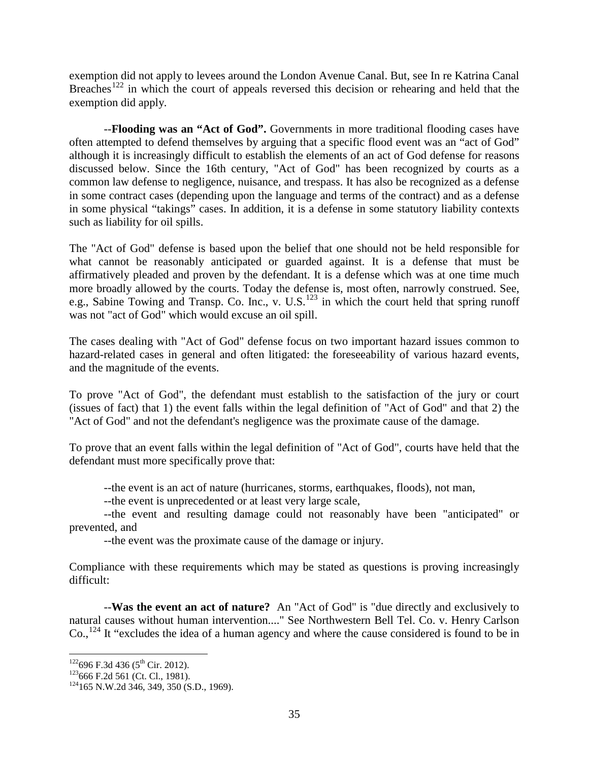exemption did not apply to levees around the London Avenue Canal. But, see In re Katrina Canal Breaches[122] in which the court of appeals reversed this decision or rehearing and held that the exemption did apply.

--**Flooding was an "Act of God".** Governments in more traditional flooding cases have often attempted to defend themselves by arguing that a specific flood event was an "act of God" although it is increasingly difficult to establish the elements of an act of God defense for reasons discussed below. Since the 16th century, "Act of God" has been recognized by courts as a common law defense to negligence, nuisance, and trespass. It has also be recognized as a defense in some contract cases (depending upon the language and terms of the contract) and as a defense in some physical "takings" cases. In addition, it is a defense in some statutory liability contexts such as liability for oil spills.

The "Act of God" defense is based upon the belief that one should not be held responsible for what cannot be reasonably anticipated or guarded against. It is a defense that must be affirmatively pleaded and proven by the defendant. It is a defense which was at one time much more broadly allowed by the courts. Today the defense is, most often, narrowly construed. See, e.g., Sabine Towing and Transp. Co. Inc., v. U.S.[123] in which the court held that spring runoff was not "act of God" which would excuse an oil spill.

The cases dealing with "Act of God" defense focus on two important hazard issues common to hazard-related cases in general and often litigated: the foreseeability of various hazard events, and the magnitude of the events.

To prove "Act of God", the defendant must establish to the satisfaction of the jury or court (issues of fact) that 1) the event falls within the legal definition of "Act of God" and that 2) the "Act of God" and not the defendant's negligence was the proximate cause of the damage.

To prove that an event falls within the legal definition of "Act of God", courts have held that the defendant must more specifically prove that:

--the event is an act of nature (hurricanes, storms, earthquakes, floods), not man,

--the event is unprecedented or at least very large scale,

--the event and resulting damage could not reasonably have been "anticipated" or prevented, and

--the event was the proximate cause of the damage or injury.

Compliance with these requirements which may be stated as questions is proving increasingly difficult:

--**Was the event an act of nature?** An "Act of God" is "due directly and exclusively to natural causes without human intervention...." See Northwestern Bell Tel. Co. v. Henry Carlson Co.,[124] It "excludes the idea of a human agency and where the cause considered is found to be in

---

[122] 696 F.3d 436 (5th Cir. 2012).

[123] 666 F.2d 561 (Ct. Cl., 1981).

[124] 165 N.W.2d 346, 349, 350 (S.D., 1969).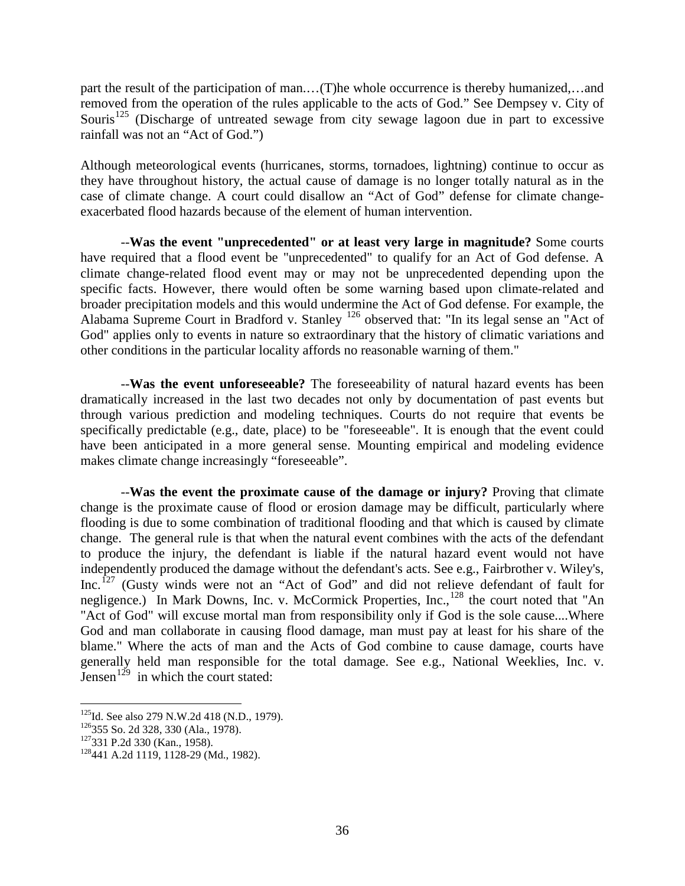part the result of the participation of man.…(T)he whole occurrence is thereby humanized,…and removed from the operation of the rules applicable to the acts of God." See Dempsey v. City of Souris[125] (Discharge of untreated sewage from city sewage lagoon due in part to excessive rainfall was not an "Act of God.")

Although meteorological events (hurricanes, storms, tornadoes, lightning) continue to occur as they have throughout history, the actual cause of damage is no longer totally natural as in the case of climate change. A court could disallow an "Act of God" defense for climate change-exacerbated flood hazards because of the element of human intervention.

--**Was the event "unprecedented" or at least very large in magnitude?** Some courts have required that a flood event be "unprecedented" to qualify for an Act of God defense. A climate change-related flood event may or may not be unprecedented depending upon the specific facts. However, there would often be some warning based upon climate-related and broader precipitation models and this would undermine the Act of God defense. For example, the Alabama Supreme Court in Bradford v. Stanley [126] observed that: "In its legal sense an "Act of God" applies only to events in nature so extraordinary that the history of climatic variations and other conditions in the particular locality affords no reasonable warning of them."

--**Was the event unforeseeable?** The foreseeability of natural hazard events has been dramatically increased in the last two decades not only by documentation of past events but through various prediction and modeling techniques. Courts do not require that events be specifically predictable (e.g., date, place) to be "foreseeable". It is enough that the event could have been anticipated in a more general sense. Mounting empirical and modeling evidence makes climate change increasingly "foreseeable".

--**Was the event the proximate cause of the damage or injury?** Proving that climate change is the proximate cause of flood or erosion damage may be difficult, particularly where flooding is due to some combination of traditional flooding and that which is caused by climate change. The general rule is that when the natural event combines with the acts of the defendant to produce the injury, the defendant is liable if the natural hazard event would not have independently produced the damage without the defendant's acts. See e.g., Fairbrother v. Wiley's, Inc.[127] (Gusty winds were not an "Act of God" and did not relieve defendant of fault for negligence.) In Mark Downs, Inc. v. McCormick Properties, Inc.,[128] the court noted that "An "Act of God" will excuse mortal man from responsibility only if God is the sole cause....Where God and man collaborate in causing flood damage, man must pay at least for his share of the blame." Where the acts of man and the Acts of God combine to cause damage, courts have generally held man responsible for the total damage. See e.g., National Weeklies, Inc. v. Jensen[129] in which the court stated:

---

[125] Id. See also 279 N.W.2d 418 (N.D., 1979).

[126] 355 So. 2d 328, 330 (Ala., 1978).

[127] 331 P.2d 330 (Kan., 1958).

[128] 441 A.2d 1119, 1128-29 (Md., 1982).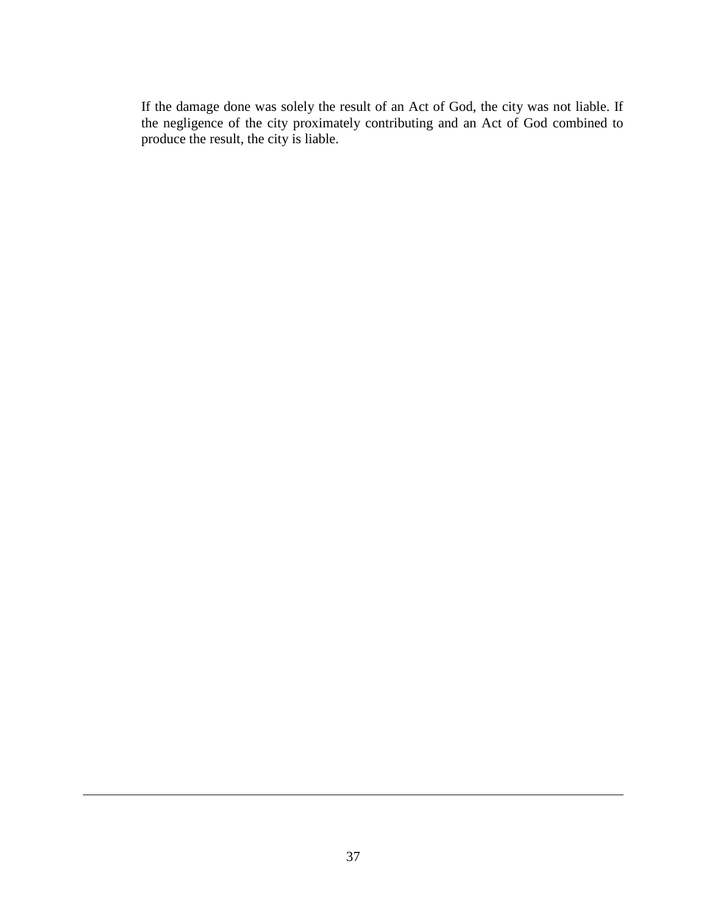If the damage done was solely the result of an Act of God, the city was not liable. If the negligence of the city proximately contributing and an Act of God combined to produce the result, the city is liable.